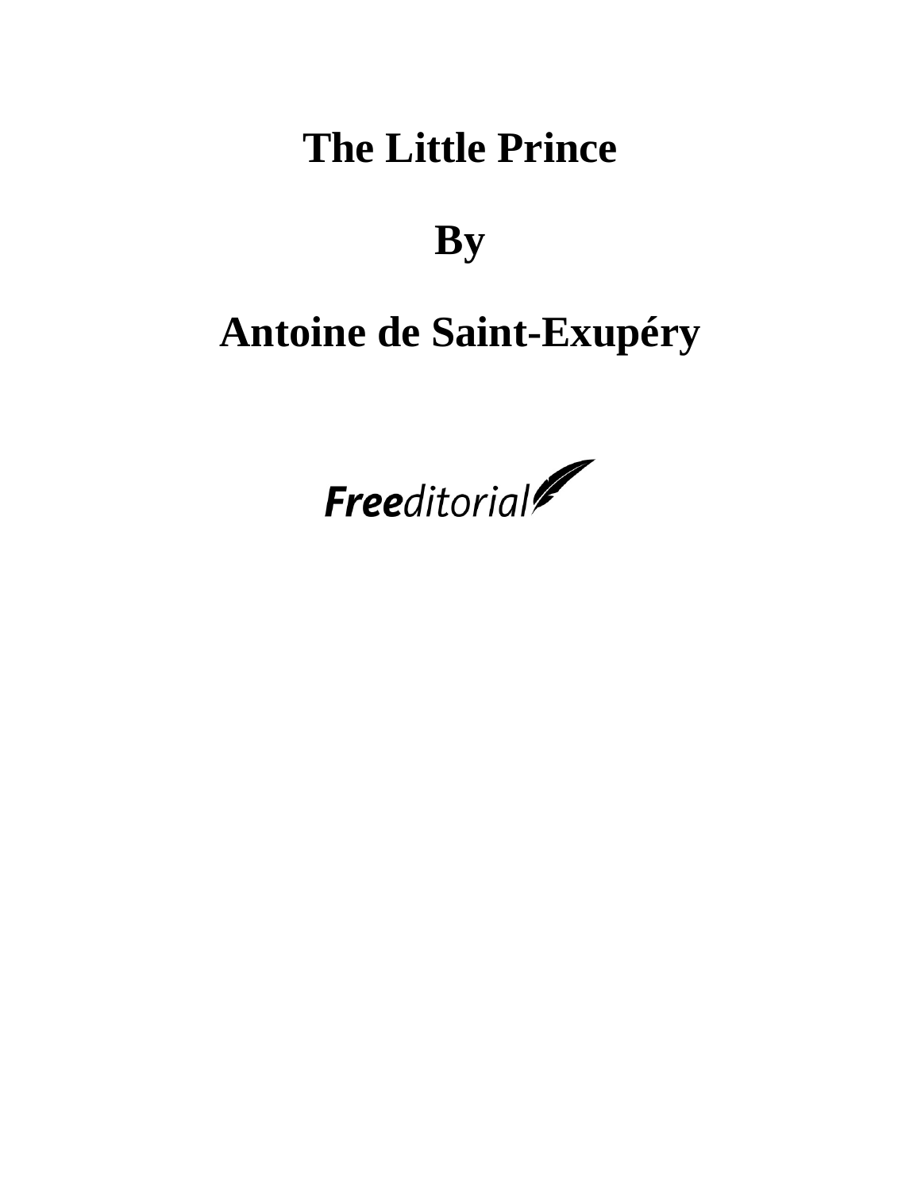# The Little Prince

## By

## Antoine de Saint-Exupéry

Freeditorial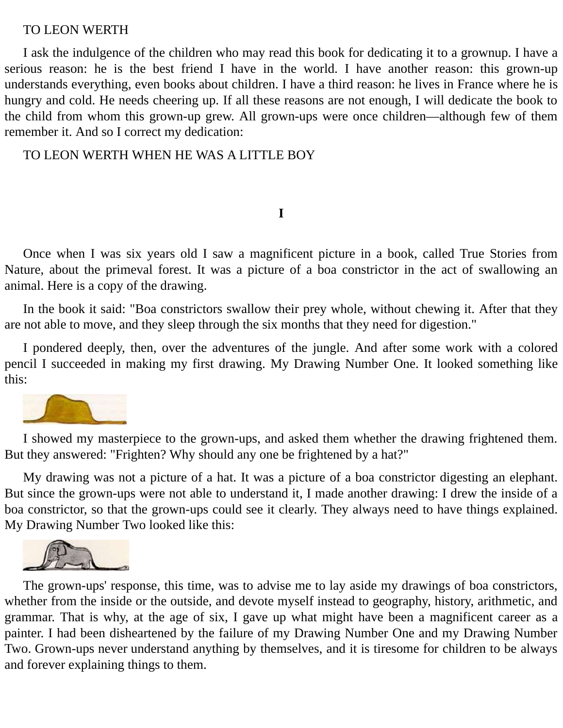TO LEON WERTH

I ask the indulgence of the children who may read this book for dedicating it to a grownup. I have a serious reason: he is the best friend I have in the world. I have another reason: this grown-up understands everything, even books about children. I have a third reason: he lives in France where he is hungry and cold. He needs cheering up. If all these reasons are not enough, I will dedicate the book to the child from whom this grown-up grew. All grown-ups were once children—although few of them remember it. And so I correct my dedication:

TO LEON WERTH WHEN HE WAS A LITTLE BOY

## I

Once when I was six years old I saw a magnificent picture in a book, called True Stories from Nature, about the primeval forest. It was a picture of a boa constrictor in the act of swallowing an animal. Here is a copy of the drawing.

In the book it said: "Boa constrictors swallow their prey whole, without chewing it. After that they are not able to move, and they sleep through the six months that they need for digestion."

I pondered deeply, then, over the adventures of the jungle. And after some work with a colored pencil I succeeded in making my first drawing. My Drawing Number One. It looked something like this:

I showed my masterpiece to the grown-ups, and asked them whether the drawing frightened them. But they answered: "Frighten? Why should any one be frightened by a hat?"

My drawing was not a picture of a hat. It was a picture of a boa constrictor digesting an elephant. But since the grown-ups were not able to understand it, I made another drawing: I drew the inside of a boa constrictor, so that the grown-ups could see it clearly. They always need to have things explained. My Drawing Number Two looked like this:

The grown-ups' response, this time, was to advise me to lay aside my drawings of boa constrictors, whether from the inside or the outside, and devote myself instead to geography, history, arithmetic, and grammar. That is why, at the age of six, I gave up what might have been a magnificent career as a painter. I had been disheartened by the failure of my Drawing Number One and my Drawing Number Two. Grown-ups never understand anything by themselves, and it is tiresome for children to be always and forever explaining things to them.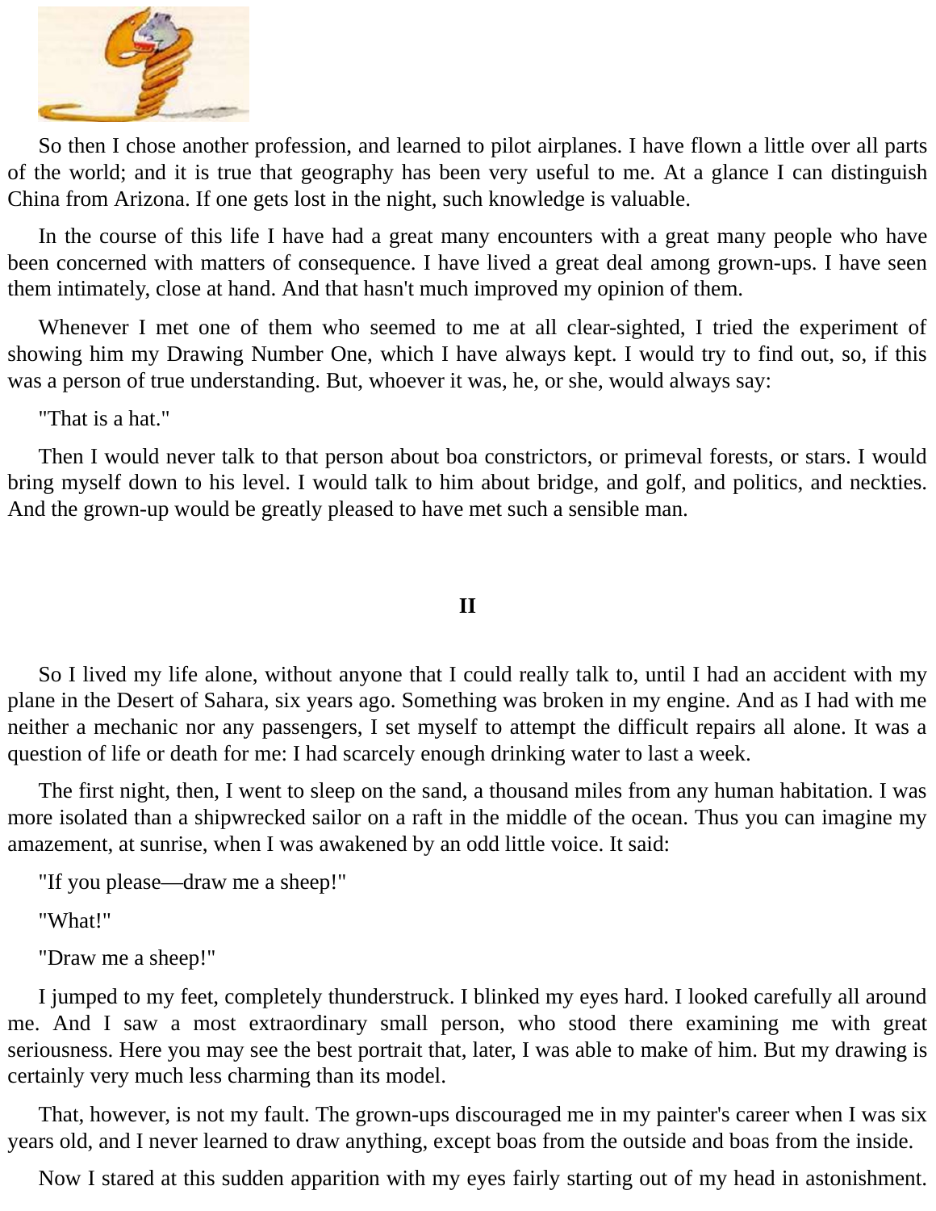So then I chose another profession, and learned to pilot airplanes. I have flown a little over all parts of the world; and it is true that geography has been very useful to me. At a glance I can distinguish China from Arizona. If one gets lost in the night, such knowledge is valuable.

In the course of this life I have had a great many encounters with a great many people who have been concerned with matters of consequence. I have lived a great deal among grown-ups. I have seen them intimately, close at hand. And that hasn't much improved my opinion of them.

Whenever I met one of them who seemed to me at all clear-sighted, I tried the experiment of showing him my Drawing Number One, which I have always kept. I would try to find out, so, if this was a person of true understanding. But, whoever it was, he, or she, would always say:

"That is a hat."

Then I would never talk to that person about boa constrictors, or primeval forests, or stars. I would bring myself down to his level. I would talk to him about bridge, and golf, and politics, and neckties. And the grown-up would be greatly pleased to have met such a sensible man.

## II

So I lived my life alone, without anyone that I could really talk to, until I had an accident with my plane in the Desert of Sahara, six years ago. Something was broken in my engine. And as I had with me neither a mechanic nor any passengers, I set myself to attempt the difficult repairs all alone. It was a question of life or death for me: I had scarcely enough drinking water to last a week.

The first night, then, I went to sleep on the sand, a thousand miles from any human habitation. I was more isolated than a shipwrecked sailor on a raft in the middle of the ocean. Thus you can imagine my amazement, at sunrise, when I was awakened by an odd little voice. It said:

"If you please—draw me a sheep!"

"What!"

"Draw me a sheep!"

I jumped to my feet, completely thunderstruck. I blinked my eyes hard. I looked carefully all around me. And I saw a most extraordinary small person, who stood there examining me with great seriousness. Here you may see the best portrait that, later, I was able to make of him. But my drawing is certainly very much less charming than its model.

That, however, is not my fault. The grown-ups discouraged me in my painter's career when I was six years old, and I never learned to draw anything, except boas from the outside and boas from the inside.

Now I stared at this sudden apparition with my eyes fairly starting out of my head in astonishment.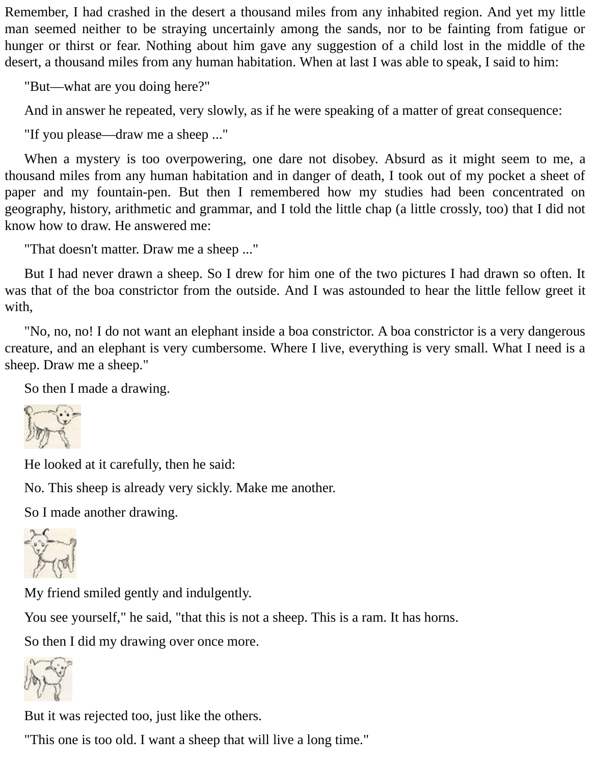Remember, I had crashed in the desert a thousand miles from any inhabited region. And yet my little man seemed neither to be straying uncertainly among the sands, nor to be fainting from fatigue or hunger or thirst or fear. Nothing about him gave any suggestion of a child lost in the middle of the desert, a thousand miles from any human habitation. When at last I was able to speak, I said to him:

"But—what are you doing here?"

And in answer he repeated, very slowly, as if he were speaking of a matter of great consequence:

"If you please—draw me a sheep ..."

When a mystery is too overpowering, one dare not disobey. Absurd as it might seem to me, a thousand miles from any human habitation and in danger of death, I took out of my pocket a sheet of paper and my fountain-pen. But then I remembered how my studies had been concentrated on geography, history, arithmetic and grammar, and I told the little chap (a little crossly, too) that I did not know how to draw. He answered me:

"That doesn't matter. Draw me a sheep ..."

But I had never drawn a sheep. So I drew for him one of the two pictures I had drawn so often. It was that of the boa constrictor from the outside. And I was astounded to hear the little fellow greet it with,

"No, no, no! I do not want an elephant inside a boa constrictor. A boa constrictor is a very dangerous creature, and an elephant is very cumbersome. Where I live, everything is very small. What I need is a sheep. Draw me a sheep."

So then I made a drawing.

He looked at it carefully, then he said:

No. This sheep is already very sickly. Make me another.

So I made another drawing.

My friend smiled gently and indulgently.

You see yourself," he said, "that this is not a sheep. This is a ram. It has horns.

So then I did my drawing over once more.

But it was rejected too, just like the others.

"This one is too old. I want a sheep that will live a long time."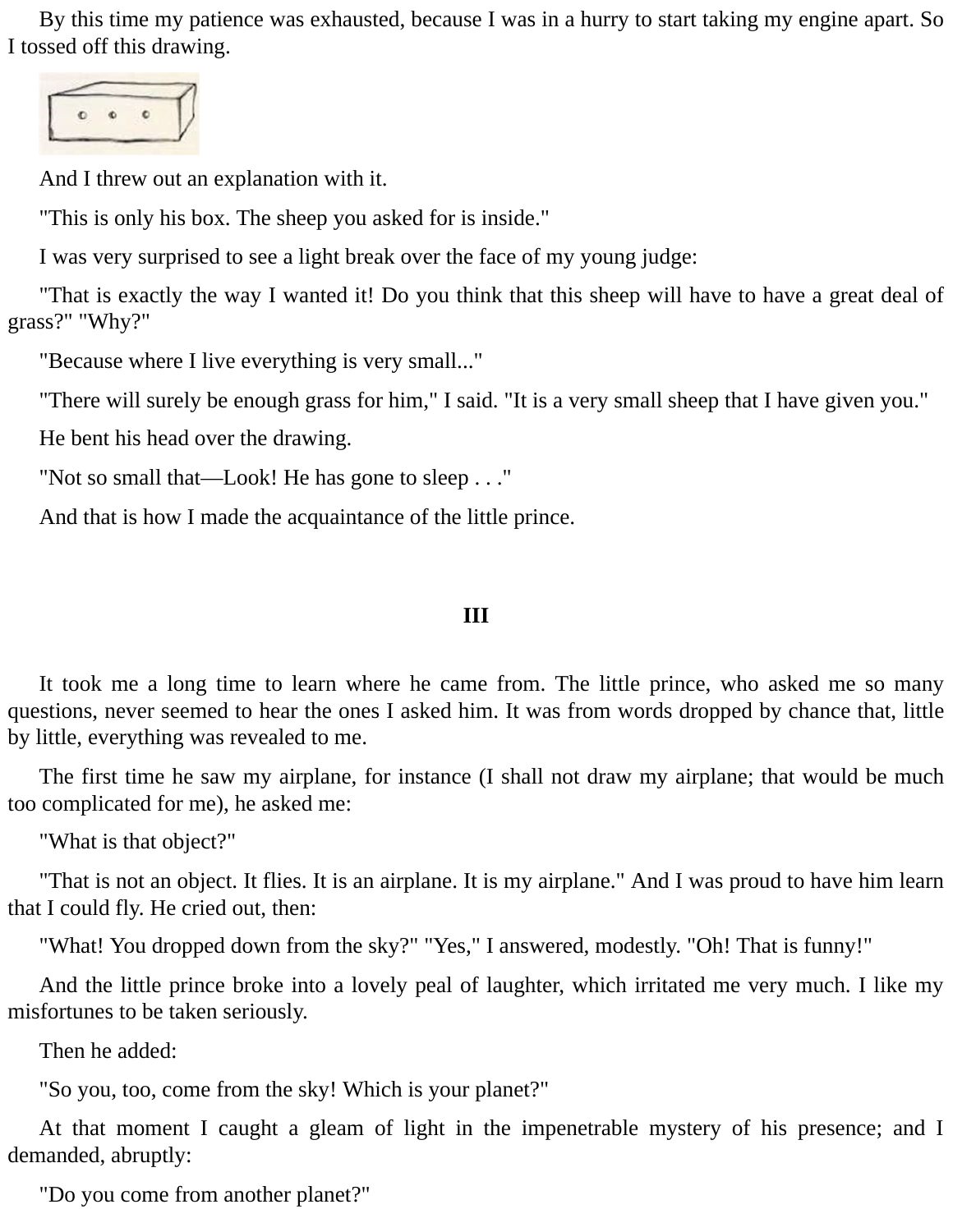By this time my patience was exhausted, because I was in a hurry to start taking my engine apart. So I tossed off this drawing.

And I threw out an explanation with it.

"This is only his box. The sheep you asked for is inside."

I was very surprised to see a light break over the face of my young judge:

"That is exactly the way I wanted it! Do you think that this sheep will have to have a great deal of grass?" "Why?"

"Because where I live everything is very small..."

"There will surely be enough grass for him," I said. "It is a very small sheep that I have given you."

He bent his head over the drawing.

"Not so small that—Look! He has gone to sleep . . ."

And that is how I made the acquaintance of the little prince.

## III

It took me a long time to learn where he came from. The little prince, who asked me so many questions, never seemed to hear the ones I asked him. It was from words dropped by chance that, little by little, everything was revealed to me.

The first time he saw my airplane, for instance (I shall not draw my airplane; that would be much too complicated for me), he asked me:

"What is that object?"

"That is not an object. It flies. It is an airplane. It is my airplane." And I was proud to have him learn that I could fly. He cried out, then:

"What! You dropped down from the sky?" "Yes," I answered, modestly. "Oh! That is funny!"

And the little prince broke into a lovely peal of laughter, which irritated me very much. I like my misfortunes to be taken seriously.

Then he added:

"So you, too, come from the sky! Which is your planet?"

At that moment I caught a gleam of light in the impenetrable mystery of his presence; and I demanded, abruptly:

"Do you come from another planet?"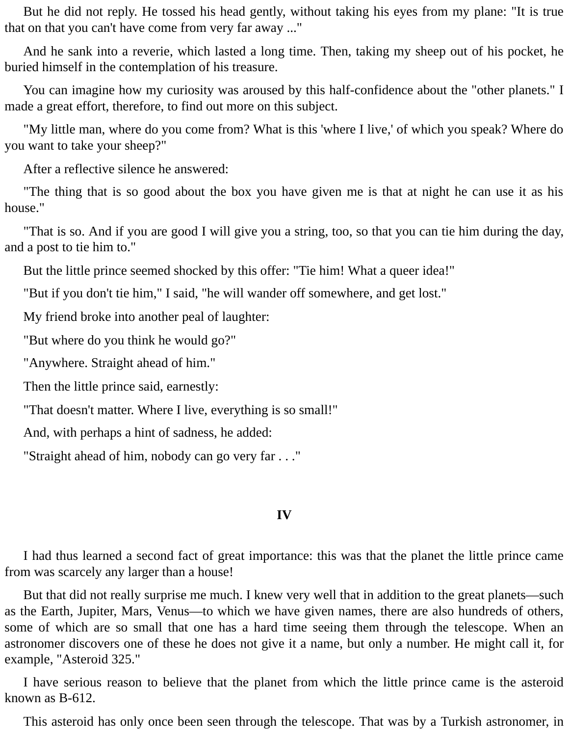But he did not reply. He tossed his head gently, without taking his eyes from my plane: "It is true that on that you can't have come from very far away ..."

And he sank into a reverie, which lasted a long time. Then, taking my sheep out of his pocket, he buried himself in the contemplation of his treasure.

You can imagine how my curiosity was aroused by this half-confidence about the "other planets." I made a great effort, therefore, to find out more on this subject.

"My little man, where do you come from? What is this 'where I live,' of which you speak? Where do you want to take your sheep?"

After a reflective silence he answered:

"The thing that is so good about the box you have given me is that at night he can use it as his house."

"That is so. And if you are good I will give you a string, too, so that you can tie him during the day, and a post to tie him to."

But the little prince seemed shocked by this offer: "Tie him! What a queer idea!"

"But if you don't tie him," I said, "he will wander off somewhere, and get lost."

My friend broke into another peal of laughter:

"But where do you think he would go?"

"Anywhere. Straight ahead of him."

Then the little prince said, earnestly:

"That doesn't matter. Where I live, everything is so small!"

And, with perhaps a hint of sadness, he added:

"Straight ahead of him, nobody can go very far . . ."

## IV

I had thus learned a second fact of great importance: this was that the planet the little prince came from was scarcely any larger than a house!

But that did not really surprise me much. I knew very well that in addition to the great planets—such as the Earth, Jupiter, Mars, Venus—to which we have given names, there are also hundreds of others, some of which are so small that one has a hard time seeing them through the telescope. When an astronomer discovers one of these he does not give it a name, but only a number. He might call it, for example, "Asteroid 325."

I have serious reason to believe that the planet from which the little prince came is the asteroid known as B-612.

This asteroid has only once been seen through the telescope. That was by a Turkish astronomer, in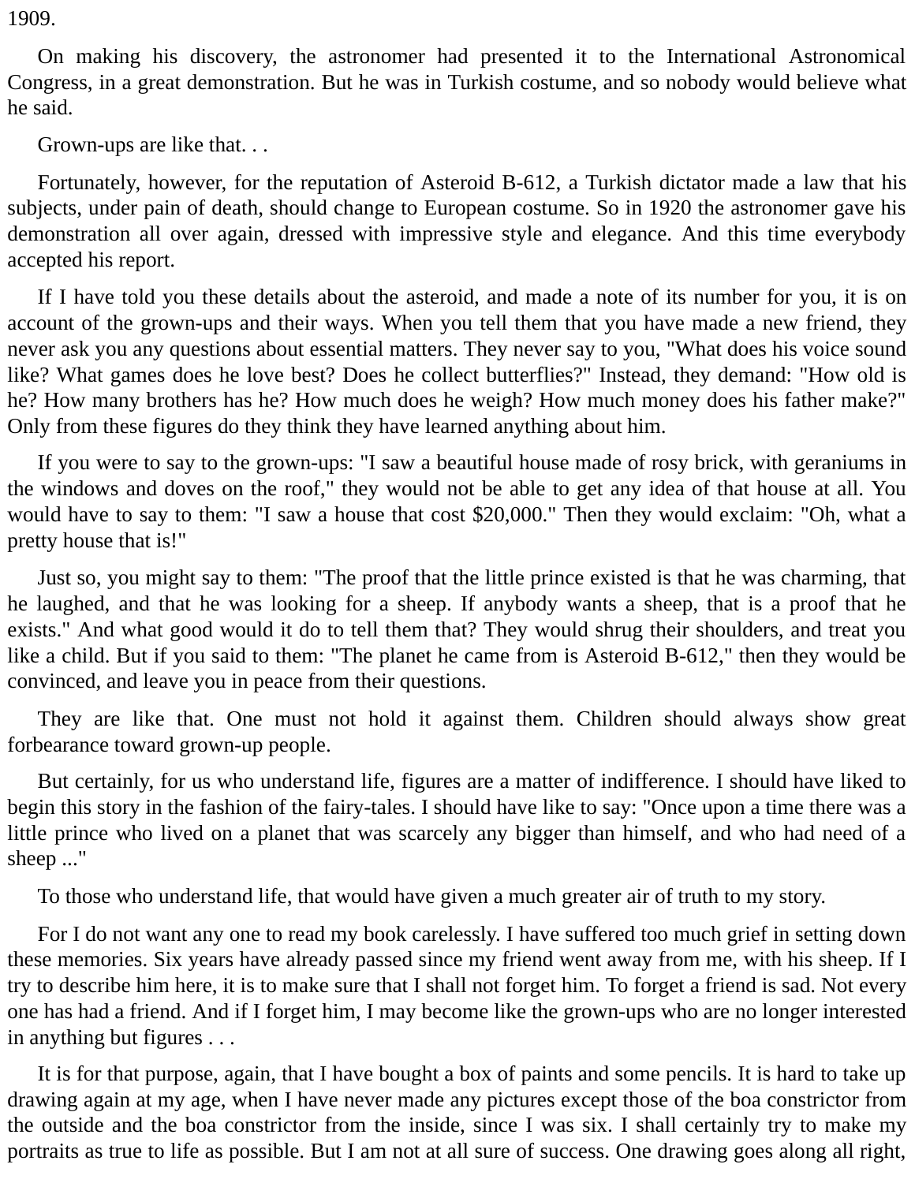1909.

On making his discovery, the astronomer had presented it to the International Astronomical Congress, in a great demonstration. But he was in Turkish costume, and so nobody would believe what he said.

Grown-ups are like that. . .

Fortunately, however, for the reputation of Asteroid B-612, a Turkish dictator made a law that his subjects, under pain of death, should change to European costume. So in 1920 the astronomer gave his demonstration all over again, dressed with impressive style and elegance. And this time everybody accepted his report.

If I have told you these details about the asteroid, and made a note of its number for you, it is on account of the grown-ups and their ways. When you tell them that you have made a new friend, they never ask you any questions about essential matters. They never say to you, "What does his voice sound like? What games does he love best? Does he collect butterflies?" Instead, they demand: "How old is he? How many brothers has he? How much does he weigh? How much money does his father make?" Only from these figures do they think they have learned anything about him.

If you were to say to the grown-ups: "I saw a beautiful house made of rosy brick, with geraniums in the windows and doves on the roof," they would not be able to get any idea of that house at all. You would have to say to them: "I saw a house that cost $20,000." Then they would exclaim: "Oh, what a pretty house that is!"

Just so, you might say to them: "The proof that the little prince existed is that he was charming, that he laughed, and that he was looking for a sheep. If anybody wants a sheep, that is a proof that he exists." And what good would it do to tell them that? They would shrug their shoulders, and treat you like a child. But if you said to them: "The planet he came from is Asteroid B-612," then they would be convinced, and leave you in peace from their questions.

They are like that. One must not hold it against them. Children should always show great forbearance toward grown-up people.

But certainly, for us who understand life, figures are a matter of indifference. I should have liked to begin this story in the fashion of the fairy-tales. I should have like to say: "Once upon a time there was a little prince who lived on a planet that was scarcely any bigger than himself, and who had need of a sheep ..."

To those who understand life, that would have given a much greater air of truth to my story.

For I do not want any one to read my book carelessly. I have suffered too much grief in setting down these memories. Six years have already passed since my friend went away from me, with his sheep. If I try to describe him here, it is to make sure that I shall not forget him. To forget a friend is sad. Not every one has had a friend. And if I forget him, I may become like the grown-ups who are no longer interested in anything but figures . . .

It is for that purpose, again, that I have bought a box of paints and some pencils. It is hard to take up drawing again at my age, when I have never made any pictures except those of the boa constrictor from the outside and the boa constrictor from the inside, since I was six. I shall certainly try to make my portraits as true to life as possible. But I am not at all sure of success. One drawing goes along all right,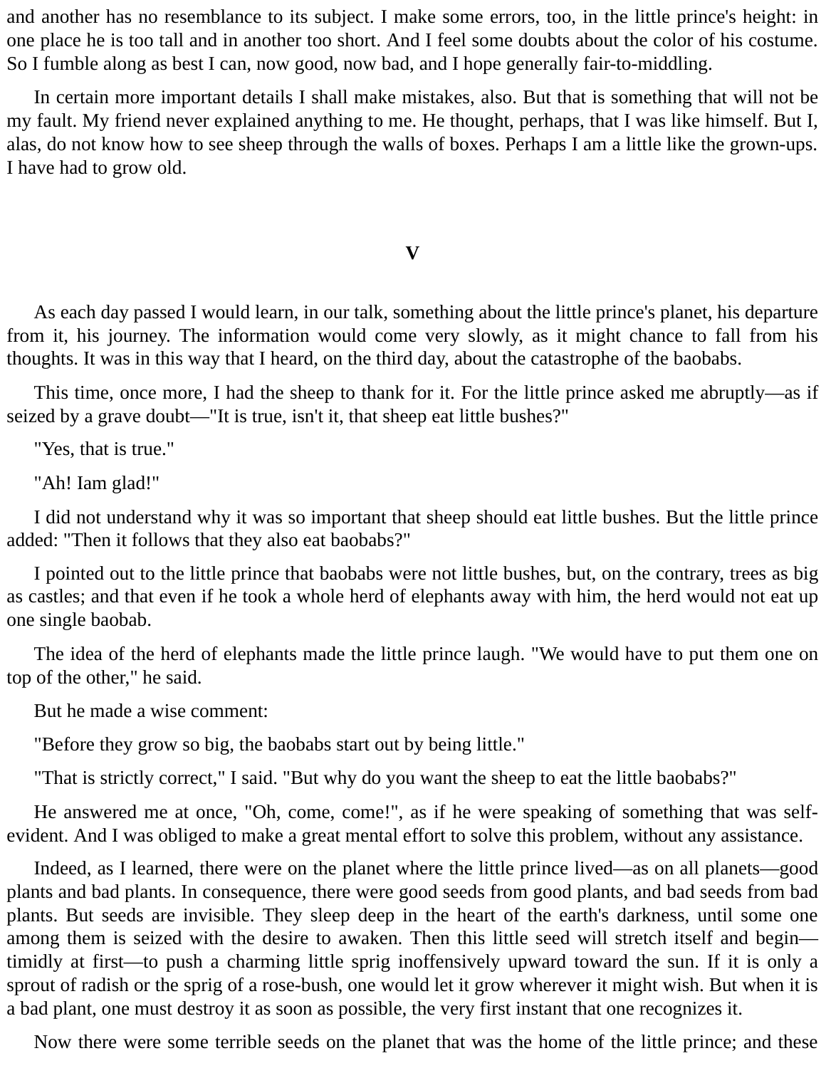and another has no resemblance to its subject. I make some errors, too, in the little prince's height: in one place he is too tall and in another too short. And I feel some doubts about the color of his costume. So I fumble along as best I can, now good, now bad, and I hope generally fair-to-middling.

In certain more important details I shall make mistakes, also. But that is something that will not be my fault. My friend never explained anything to me. He thought, perhaps, that I was like himself. But I, alas, do not know how to see sheep through the walls of boxes. Perhaps I am a little like the grown-ups. I have had to grow old.

## V

As each day passed I would learn, in our talk, something about the little prince's planet, his departure from it, his journey. The information would come very slowly, as it might chance to fall from his thoughts. It was in this way that I heard, on the third day, about the catastrophe of the baobabs.

This time, once more, I had the sheep to thank for it. For the little prince asked me abruptly—as if seized by a grave doubt—"It is true, isn't it, that sheep eat little bushes?"

"Yes, that is true."

"Ah! Iam glad!"

I did not understand why it was so important that sheep should eat little bushes. But the little prince added: "Then it follows that they also eat baobabs?"

I pointed out to the little prince that baobabs were not little bushes, but, on the contrary, trees as big as castles; and that even if he took a whole herd of elephants away with him, the herd would not eat up one single baobab.

The idea of the herd of elephants made the little prince laugh. "We would have to put them one on top of the other," he said.

But he made a wise comment:

"Before they grow so big, the baobabs start out by being little."

"That is strictly correct," I said. "But why do you want the sheep to eat the little baobabs?"

He answered me at once, "Oh, come, come!", as if he were speaking of something that was self-evident. And I was obliged to make a great mental effort to solve this problem, without any assistance.

Indeed, as I learned, there were on the planet where the little prince lived—as on all planets—good plants and bad plants. In consequence, there were good seeds from good plants, and bad seeds from bad plants. But seeds are invisible. They sleep deep in the heart of the earth's darkness, until some one among them is seized with the desire to awaken. Then this little seed will stretch itself and begin—timidly at first—to push a charming little sprig inoffensively upward toward the sun. If it is only a sprout of radish or the sprig of a rose-bush, one would let it grow wherever it might wish. But when it is a bad plant, one must destroy it as soon as possible, the very first instant that one recognizes it.

Now there were some terrible seeds on the planet that was the home of the little prince; and these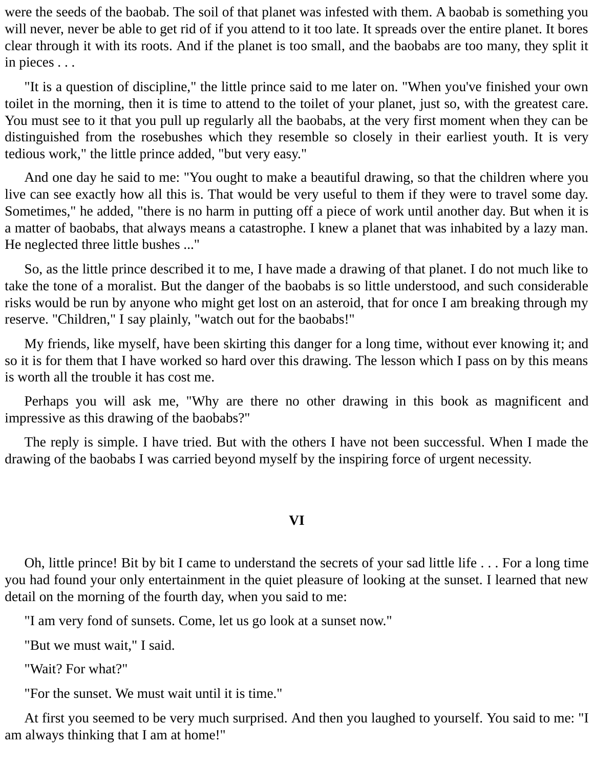were the seeds of the baobab. The soil of that planet was infested with them. A baobab is something you will never, never be able to get rid of if you attend to it too late. It spreads over the entire planet. It bores clear through it with its roots. And if the planet is too small, and the baobabs are too many, they split it in pieces . . .

"It is a question of discipline," the little prince said to me later on. "When you've finished your own toilet in the morning, then it is time to attend to the toilet of your planet, just so, with the greatest care. You must see to it that you pull up regularly all the baobabs, at the very first moment when they can be distinguished from the rosebushes which they resemble so closely in their earliest youth. It is very tedious work," the little prince added, "but very easy."

And one day he said to me: "You ought to make a beautiful drawing, so that the children where you live can see exactly how all this is. That would be very useful to them if they were to travel some day. Sometimes," he added, "there is no harm in putting off a piece of work until another day. But when it is a matter of baobabs, that always means a catastrophe. I knew a planet that was inhabited by a lazy man. He neglected three little bushes ..."

So, as the little prince described it to me, I have made a drawing of that planet. I do not much like to take the tone of a moralist. But the danger of the baobabs is so little understood, and such considerable risks would be run by anyone who might get lost on an asteroid, that for once I am breaking through my reserve. "Children," I say plainly, "watch out for the baobabs!"

My friends, like myself, have been skirting this danger for a long time, without ever knowing it; and so it is for them that I have worked so hard over this drawing. The lesson which I pass on by this means is worth all the trouble it has cost me.

Perhaps you will ask me, "Why are there no other drawing in this book as magnificent and impressive as this drawing of the baobabs?"

The reply is simple. I have tried. But with the others I have not been successful. When I made the drawing of the baobabs I was carried beyond myself by the inspiring force of urgent necessity.

## VI

Oh, little prince! Bit by bit I came to understand the secrets of your sad little life . . . For a long time you had found your only entertainment in the quiet pleasure of looking at the sunset. I learned that new detail on the morning of the fourth day, when you said to me:

"I am very fond of sunsets. Come, let us go look at a sunset now."

"But we must wait," I said.

"Wait? For what?"

"For the sunset. We must wait until it is time."

At first you seemed to be very much surprised. And then you laughed to yourself. You said to me: "I am always thinking that I am at home!"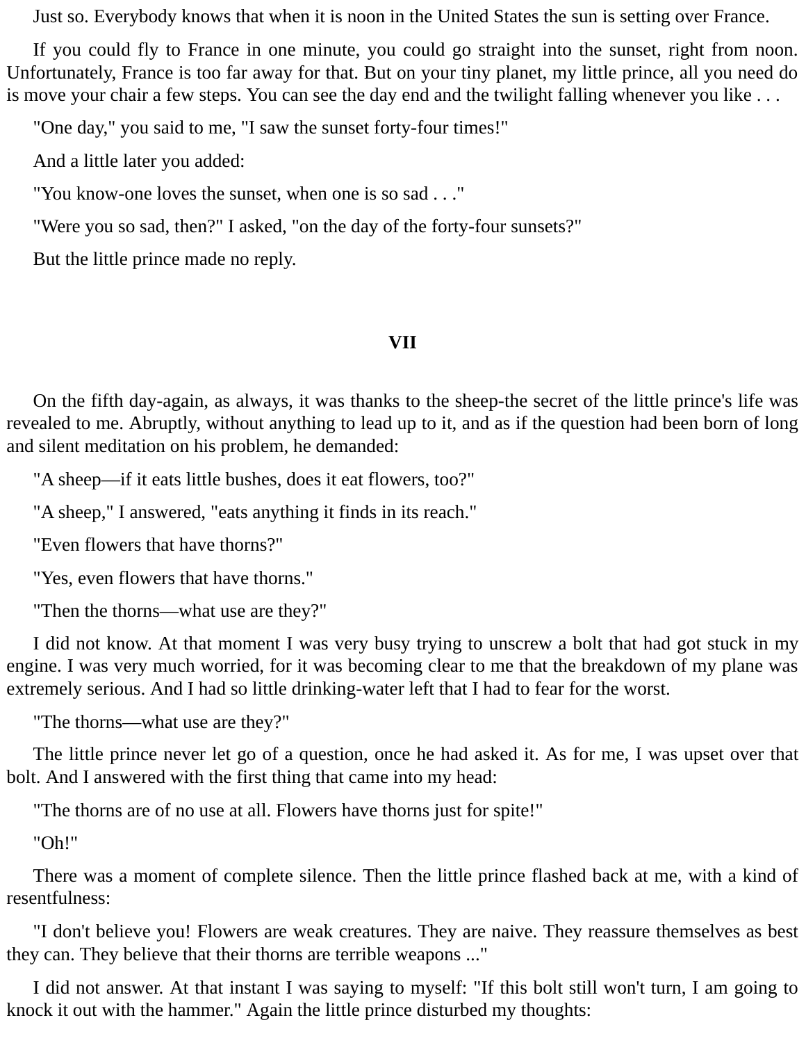Just so. Everybody knows that when it is noon in the United States the sun is setting over France.

If you could fly to France in one minute, you could go straight into the sunset, right from noon. Unfortunately, France is too far away for that. But on your tiny planet, my little prince, all you need do is move your chair a few steps. You can see the day end and the twilight falling whenever you like . . .

"One day," you said to me, "I saw the sunset forty-four times!"

And a little later you added:

"You know-one loves the sunset, when one is so sad . . ."

"Were you so sad, then?" I asked, "on the day of the forty-four sunsets?"

But the little prince made no reply.

## VII

On the fifth day-again, as always, it was thanks to the sheep-the secret of the little prince's life was revealed to me. Abruptly, without anything to lead up to it, and as if the question had been born of long and silent meditation on his problem, he demanded:

"A sheep—if it eats little bushes, does it eat flowers, too?"

"A sheep," I answered, "eats anything it finds in its reach."

"Even flowers that have thorns?"

"Yes, even flowers that have thorns."

"Then the thorns—what use are they?"

I did not know. At that moment I was very busy trying to unscrew a bolt that had got stuck in my engine. I was very much worried, for it was becoming clear to me that the breakdown of my plane was extremely serious. And I had so little drinking-water left that I had to fear for the worst.

"The thorns—what use are they?"

The little prince never let go of a question, once he had asked it. As for me, I was upset over that bolt. And I answered with the first thing that came into my head:

"The thorns are of no use at all. Flowers have thorns just for spite!"

"Oh!"

There was a moment of complete silence. Then the little prince flashed back at me, with a kind of resentfulness:

"I don't believe you! Flowers are weak creatures. They are naive. They reassure themselves as best they can. They believe that their thorns are terrible weapons ..."

I did not answer. At that instant I was saying to myself: "If this bolt still won't turn, I am going to knock it out with the hammer." Again the little prince disturbed my thoughts: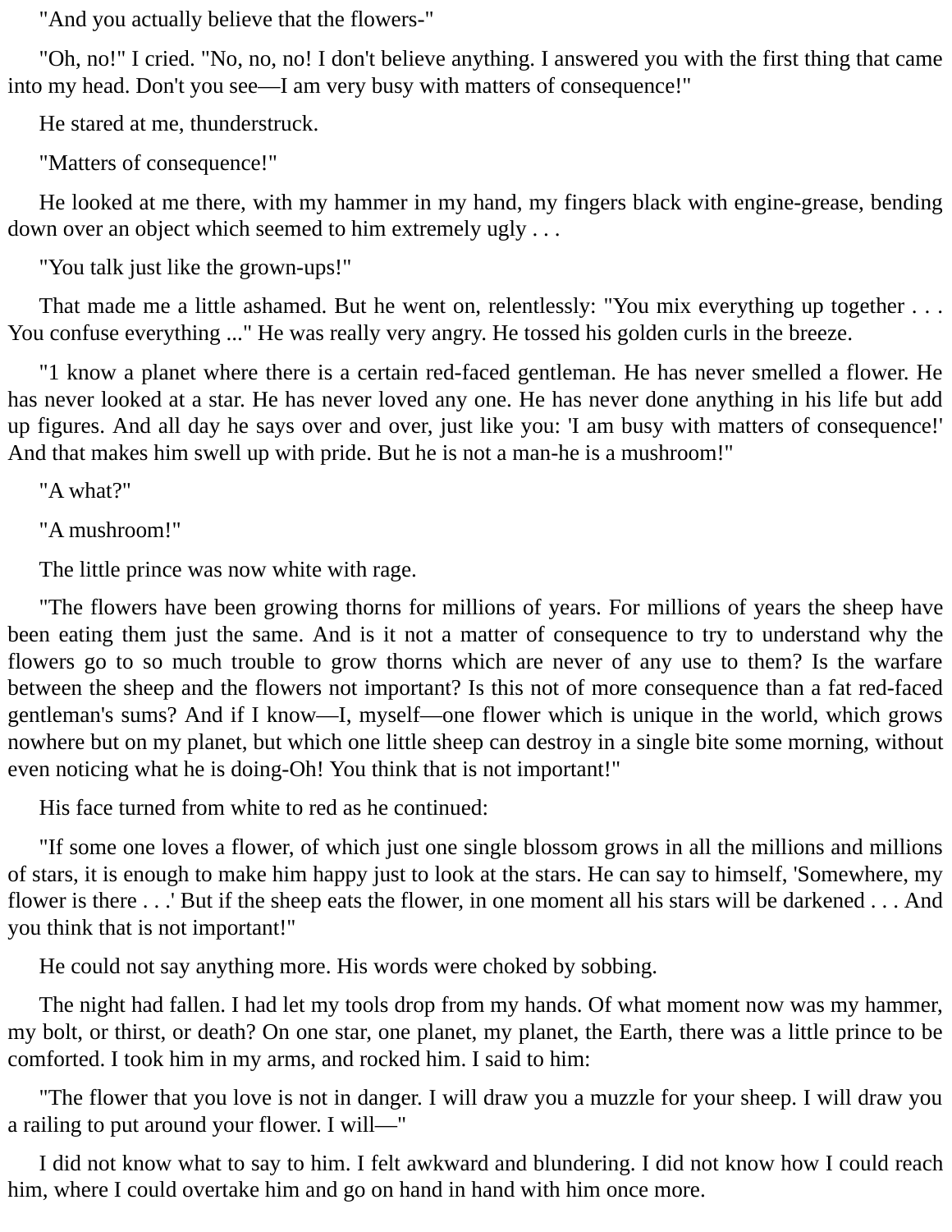"And you actually believe that the flowers-"

"Oh, no!" I cried. "No, no, no! I don't believe anything. I answered you with the first thing that came into my head. Don't you see—I am very busy with matters of consequence!"

He stared at me, thunderstruck.

"Matters of consequence!"

He looked at me there, with my hammer in my hand, my fingers black with engine-grease, bending down over an object which seemed to him extremely ugly . . .

"You talk just like the grown-ups!"

That made me a little ashamed. But he went on, relentlessly: "You mix everything up together . . . You confuse everything ..." He was really very angry. He tossed his golden curls in the breeze.

"1 know a planet where there is a certain red-faced gentleman. He has never smelled a flower. He has never looked at a star. He has never loved any one. He has never done anything in his life but add up figures. And all day he says over and over, just like you: 'I am busy with matters of consequence!' And that makes him swell up with pride. But he is not a man-he is a mushroom!"

"A what?"

"A mushroom!"

The little prince was now white with rage.

"The flowers have been growing thorns for millions of years. For millions of years the sheep have been eating them just the same. And is it not a matter of consequence to try to understand why the flowers go to so much trouble to grow thorns which are never of any use to them? Is the warfare between the sheep and the flowers not important? Is this not of more consequence than a fat red-faced gentleman's sums? And if I know—I, myself—one flower which is unique in the world, which grows nowhere but on my planet, but which one little sheep can destroy in a single bite some morning, without even noticing what he is doing-Oh! You think that is not important!"

His face turned from white to red as he continued:

"If some one loves a flower, of which just one single blossom grows in all the millions and millions of stars, it is enough to make him happy just to look at the stars. He can say to himself, 'Somewhere, my flower is there . . .' But if the sheep eats the flower, in one moment all his stars will be darkened . . . And you think that is not important!"

He could not say anything more. His words were choked by sobbing.

The night had fallen. I had let my tools drop from my hands. Of what moment now was my hammer, my bolt, or thirst, or death? On one star, one planet, my planet, the Earth, there was a little prince to be comforted. I took him in my arms, and rocked him. I said to him:

"The flower that you love is not in danger. I will draw you a muzzle for your sheep. I will draw you a railing to put around your flower. I will—"

I did not know what to say to him. I felt awkward and blundering. I did not know how I could reach him, where I could overtake him and go on hand in hand with him once more.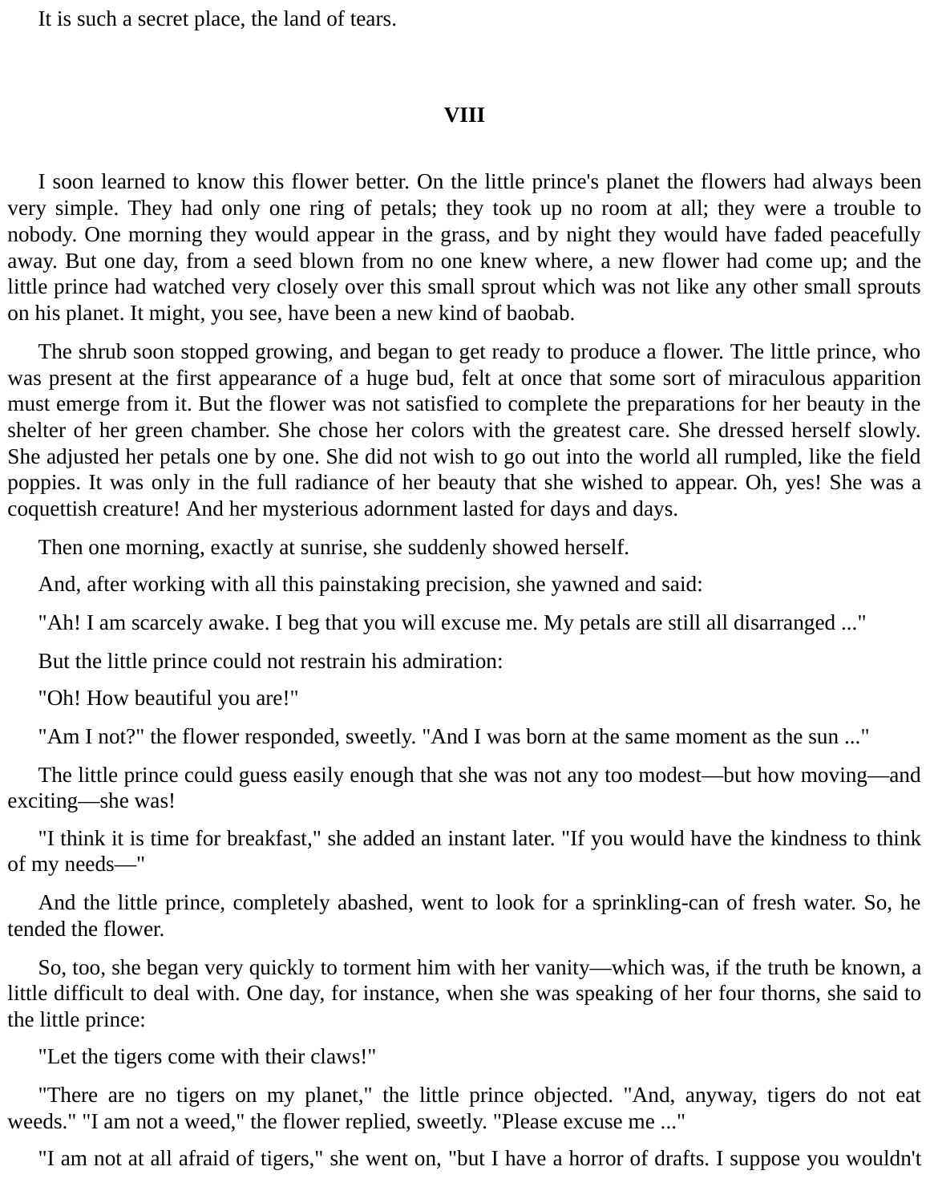It is such a secret place, the land of tears.

## VIII

I soon learned to know this flower better. On the little prince's planet the flowers had always been very simple. They had only one ring of petals; they took up no room at all; they were a trouble to nobody. One morning they would appear in the grass, and by night they would have faded peacefully away. But one day, from a seed blown from no one knew where, a new flower had come up; and the little prince had watched very closely over this small sprout which was not like any other small sprouts on his planet. It might, you see, have been a new kind of baobab.

The shrub soon stopped growing, and began to get ready to produce a flower. The little prince, who was present at the first appearance of a huge bud, felt at once that some sort of miraculous apparition must emerge from it. But the flower was not satisfied to complete the preparations for her beauty in the shelter of her green chamber. She chose her colors with the greatest care. She dressed herself slowly. She adjusted her petals one by one. She did not wish to go out into the world all rumpled, like the field poppies. It was only in the full radiance of her beauty that she wished to appear. Oh, yes! She was a coquettish creature! And her mysterious adornment lasted for days and days.

Then one morning, exactly at sunrise, she suddenly showed herself.

And, after working with all this painstaking precision, she yawned and said:

"Ah! I am scarcely awake. I beg that you will excuse me. My petals are still all disarranged ..."

But the little prince could not restrain his admiration:

"Oh! How beautiful you are!"

"Am I not?" the flower responded, sweetly. "And I was born at the same moment as the sun ..."

The little prince could guess easily enough that she was not any too modest—but how moving—and exciting—she was!

"I think it is time for breakfast," she added an instant later. "If you would have the kindness to think of my needs—"

And the little prince, completely abashed, went to look for a sprinkling-can of fresh water. So, he tended the flower.

So, too, she began very quickly to torment him with her vanity—which was, if the truth be known, a little difficult to deal with. One day, for instance, when she was speaking of her four thorns, she said to the little prince:

"Let the tigers come with their claws!"

"There are no tigers on my planet," the little prince objected. "And, anyway, tigers do not eat weeds." "I am not a weed," the flower replied, sweetly. "Please excuse me ..."

"I am not at all afraid of tigers," she went on, "but I have a horror of drafts. I suppose you wouldn't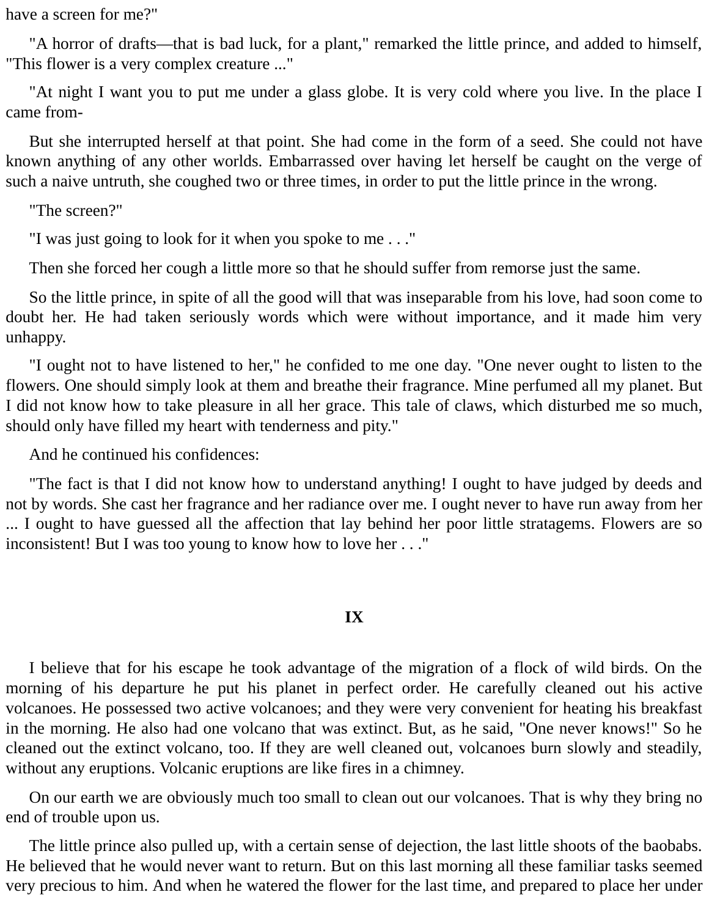have a screen for me?"

"A horror of drafts—that is bad luck, for a plant," remarked the little prince, and added to himself, "This flower is a very complex creature ..."

"At night I want you to put me under a glass globe. It is very cold where you live. In the place I came from-

But she interrupted herself at that point. She had come in the form of a seed. She could not have known anything of any other worlds. Embarrassed over having let herself be caught on the verge of such a naive untruth, she coughed two or three times, in order to put the little prince in the wrong.

"The screen?"

"I was just going to look for it when you spoke to me . . ."

Then she forced her cough a little more so that he should suffer from remorse just the same.

So the little prince, in spite of all the good will that was inseparable from his love, had soon come to doubt her. He had taken seriously words which were without importance, and it made him very unhappy.

"I ought not to have listened to her," he confided to me one day. "One never ought to listen to the flowers. One should simply look at them and breathe their fragrance. Mine perfumed all my planet. But I did not know how to take pleasure in all her grace. This tale of claws, which disturbed me so much, should only have filled my heart with tenderness and pity."

And he continued his confidences:

"The fact is that I did not know how to understand anything! I ought to have judged by deeds and not by words. She cast her fragrance and her radiance over me. I ought never to have run away from her ... I ought to have guessed all the affection that lay behind her poor little stratagems. Flowers are so inconsistent! But I was too young to know how to love her . . ."

## IX

I believe that for his escape he took advantage of the migration of a flock of wild birds. On the morning of his departure he put his planet in perfect order. He carefully cleaned out his active volcanoes. He possessed two active volcanoes; and they were very convenient for heating his breakfast in the morning. He also had one volcano that was extinct. But, as he said, "One never knows!" So he cleaned out the extinct volcano, too. If they are well cleaned out, volcanoes burn slowly and steadily, without any eruptions. Volcanic eruptions are like fires in a chimney.

On our earth we are obviously much too small to clean out our volcanoes. That is why they bring no end of trouble upon us.

The little prince also pulled up, with a certain sense of dejection, the last little shoots of the baobabs. He believed that he would never want to return. But on this last morning all these familiar tasks seemed very precious to him. And when he watered the flower for the last time, and prepared to place her under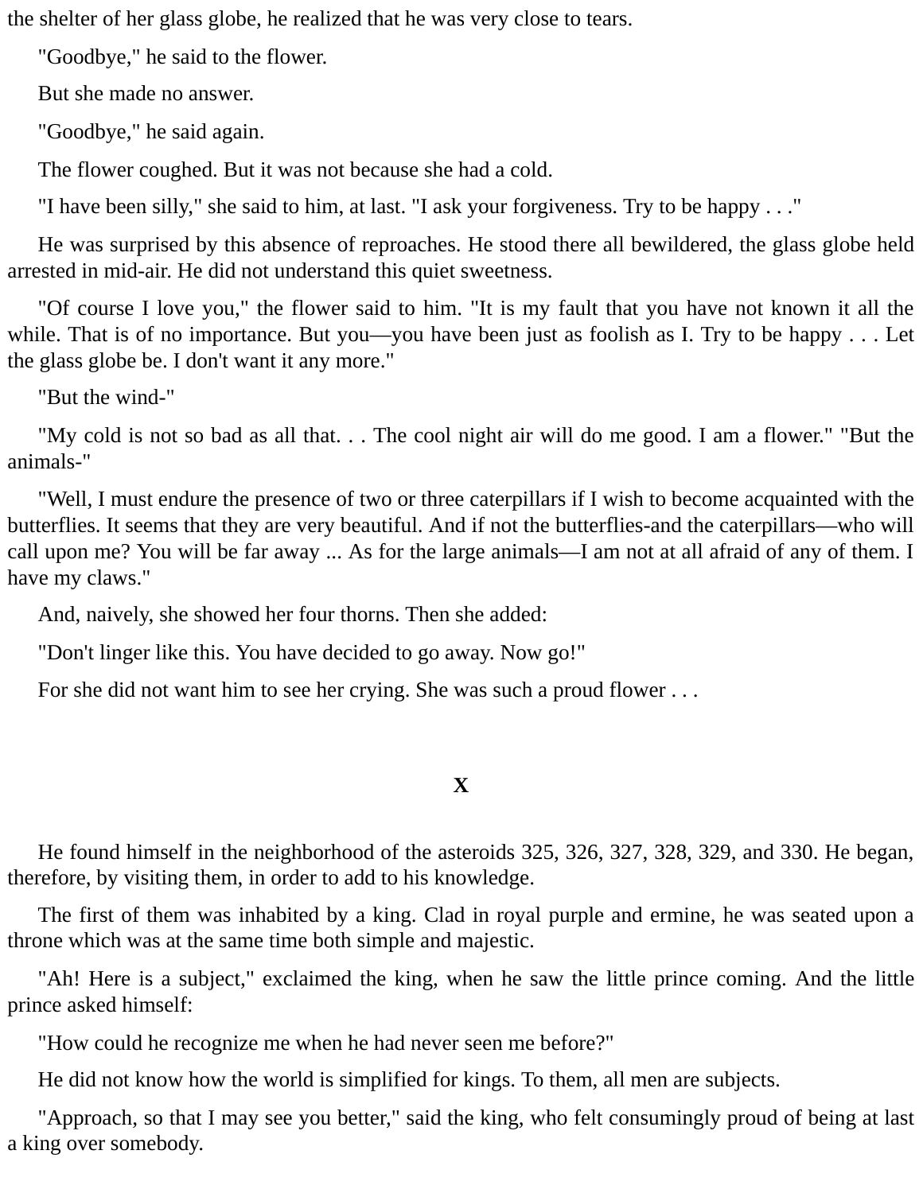the shelter of her glass globe, he realized that he was very close to tears.

"Goodbye," he said to the flower.

But she made no answer.

"Goodbye," he said again.

The flower coughed. But it was not because she had a cold.

"I have been silly," she said to him, at last. "I ask your forgiveness. Try to be happy . . ."

He was surprised by this absence of reproaches. He stood there all bewildered, the glass globe held arrested in mid-air. He did not understand this quiet sweetness.

"Of course I love you," the flower said to him. "It is my fault that you have not known it all the while. That is of no importance. But you—you have been just as foolish as I. Try to be happy . . . Let the glass globe be. I don't want it any more."

"But the wind-"

"My cold is not so bad as all that. . . The cool night air will do me good. I am a flower." "But the animals-"

"Well, I must endure the presence of two or three caterpillars if I wish to become acquainted with the butterflies. It seems that they are very beautiful. And if not the butterflies-and the caterpillars—who will call upon me? You will be far away ... As for the large animals—I am not at all afraid of any of them. I have my claws."

And, naively, she showed her four thorns. Then she added:

"Don't linger like this. You have decided to go away. Now go!"

For she did not want him to see her crying. She was such a proud flower . . .

## X

He found himself in the neighborhood of the asteroids 325, 326, 327, 328, 329, and 330. He began, therefore, by visiting them, in order to add to his knowledge.

The first of them was inhabited by a king. Clad in royal purple and ermine, he was seated upon a throne which was at the same time both simple and majestic.

"Ah! Here is a subject," exclaimed the king, when he saw the little prince coming. And the little prince asked himself:

"How could he recognize me when he had never seen me before?"

He did not know how the world is simplified for kings. To them, all men are subjects.

"Approach, so that I may see you better," said the king, who felt consumingly proud of being at last a king over somebody.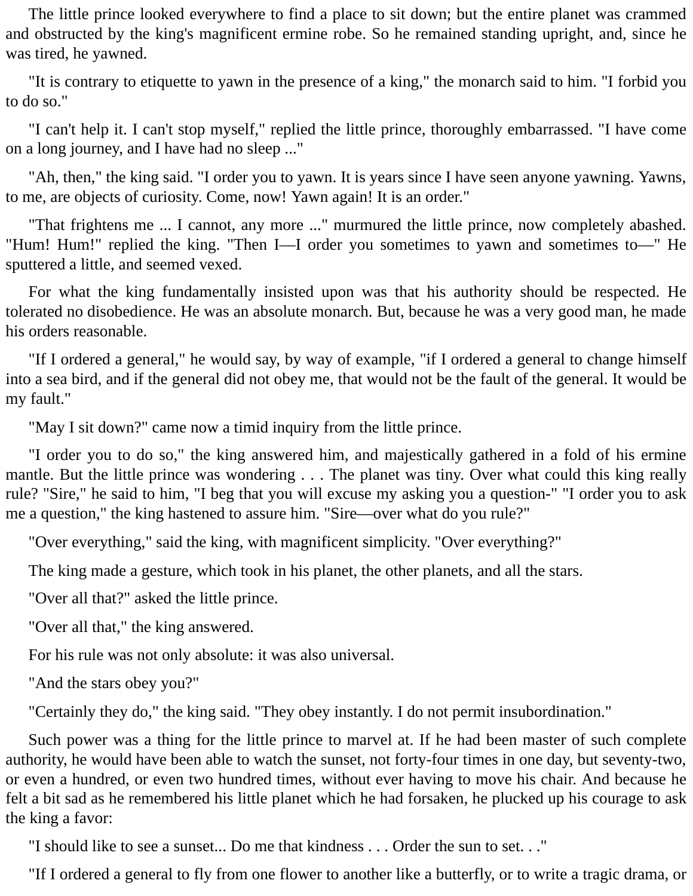The little prince looked everywhere to find a place to sit down; but the entire planet was crammed and obstructed by the king's magnificent ermine robe. So he remained standing upright, and, since he was tired, he yawned.

"It is contrary to etiquette to yawn in the presence of a king," the monarch said to him. "I forbid you to do so."

"I can't help it. I can't stop myself," replied the little prince, thoroughly embarrassed. "I have come on a long journey, and I have had no sleep ..."

"Ah, then," the king said. "I order you to yawn. It is years since I have seen anyone yawning. Yawns, to me, are objects of curiosity. Come, now! Yawn again! It is an order."

"That frightens me ... I cannot, any more ..." murmured the little prince, now completely abashed. "Hum! Hum!" replied the king. "Then I—I order you sometimes to yawn and sometimes to—" He sputtered a little, and seemed vexed.

For what the king fundamentally insisted upon was that his authority should be respected. He tolerated no disobedience. He was an absolute monarch. But, because he was a very good man, he made his orders reasonable.

"If I ordered a general," he would say, by way of example, "if I ordered a general to change himself into a sea bird, and if the general did not obey me, that would not be the fault of the general. It would be my fault."

"May I sit down?" came now a timid inquiry from the little prince.

"I order you to do so," the king answered him, and majestically gathered in a fold of his ermine mantle. But the little prince was wondering . . . The planet was tiny. Over what could this king really rule? "Sire," he said to him, "I beg that you will excuse my asking you a question-" "I order you to ask me a question," the king hastened to assure him. "Sire—over what do you rule?"

"Over everything," said the king, with magnificent simplicity. "Over everything?"

The king made a gesture, which took in his planet, the other planets, and all the stars.

"Over all that?" asked the little prince.

"Over all that," the king answered.

For his rule was not only absolute: it was also universal.

"And the stars obey you?"

"Certainly they do," the king said. "They obey instantly. I do not permit insubordination."

Such power was a thing for the little prince to marvel at. If he had been master of such complete authority, he would have been able to watch the sunset, not forty-four times in one day, but seventy-two, or even a hundred, or even two hundred times, without ever having to move his chair. And because he felt a bit sad as he remembered his little planet which he had forsaken, he plucked up his courage to ask the king a favor:

"I should like to see a sunset... Do me that kindness . . . Order the sun to set. . ."

"If I ordered a general to fly from one flower to another like a butterfly, or to write a tragic drama, or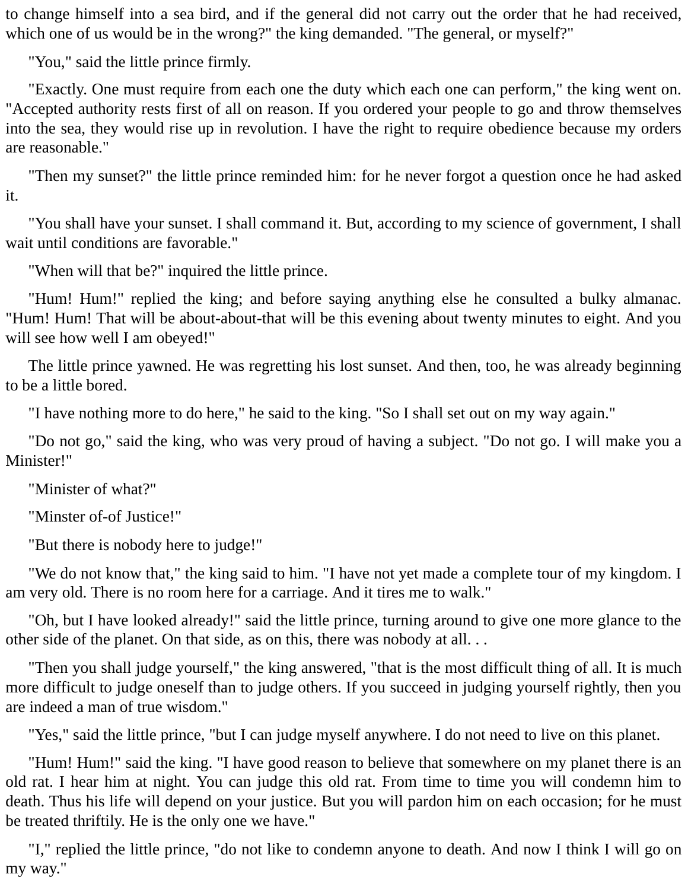to change himself into a sea bird, and if the general did not carry out the order that he had received, which one of us would be in the wrong?" the king demanded. "The general, or myself?"

"You," said the little prince firmly.

"Exactly. One must require from each one the duty which each one can perform," the king went on. "Accepted authority rests first of all on reason. If you ordered your people to go and throw themselves into the sea, they would rise up in revolution. I have the right to require obedience because my orders are reasonable."

"Then my sunset?" the little prince reminded him: for he never forgot a question once he had asked it.

"You shall have your sunset. I shall command it. But, according to my science of government, I shall wait until conditions are favorable."

"When will that be?" inquired the little prince.

"Hum! Hum!" replied the king; and before saying anything else he consulted a bulky almanac. "Hum! Hum! That will be about-about-that will be this evening about twenty minutes to eight. And you will see how well I am obeyed!"

The little prince yawned. He was regretting his lost sunset. And then, too, he was already beginning to be a little bored.

"I have nothing more to do here," he said to the king. "So I shall set out on my way again."

"Do not go," said the king, who was very proud of having a subject. "Do not go. I will make you a Minister!"

"Minister of what?"

"Minster of-of Justice!"

"But there is nobody here to judge!"

"We do not know that," the king said to him. "I have not yet made a complete tour of my kingdom. I am very old. There is no room here for a carriage. And it tires me to walk."

"Oh, but I have looked already!" said the little prince, turning around to give one more glance to the other side of the planet. On that side, as on this, there was nobody at all. . .

"Then you shall judge yourself," the king answered, "that is the most difficult thing of all. It is much more difficult to judge oneself than to judge others. If you succeed in judging yourself rightly, then you are indeed a man of true wisdom."

"Yes," said the little prince, "but I can judge myself anywhere. I do not need to live on this planet.

"Hum! Hum!" said the king. "I have good reason to believe that somewhere on my planet there is an old rat. I hear him at night. You can judge this old rat. From time to time you will condemn him to death. Thus his life will depend on your justice. But you will pardon him on each occasion; for he must be treated thriftily. He is the only one we have."

"I," replied the little prince, "do not like to condemn anyone to death. And now I think I will go on my way."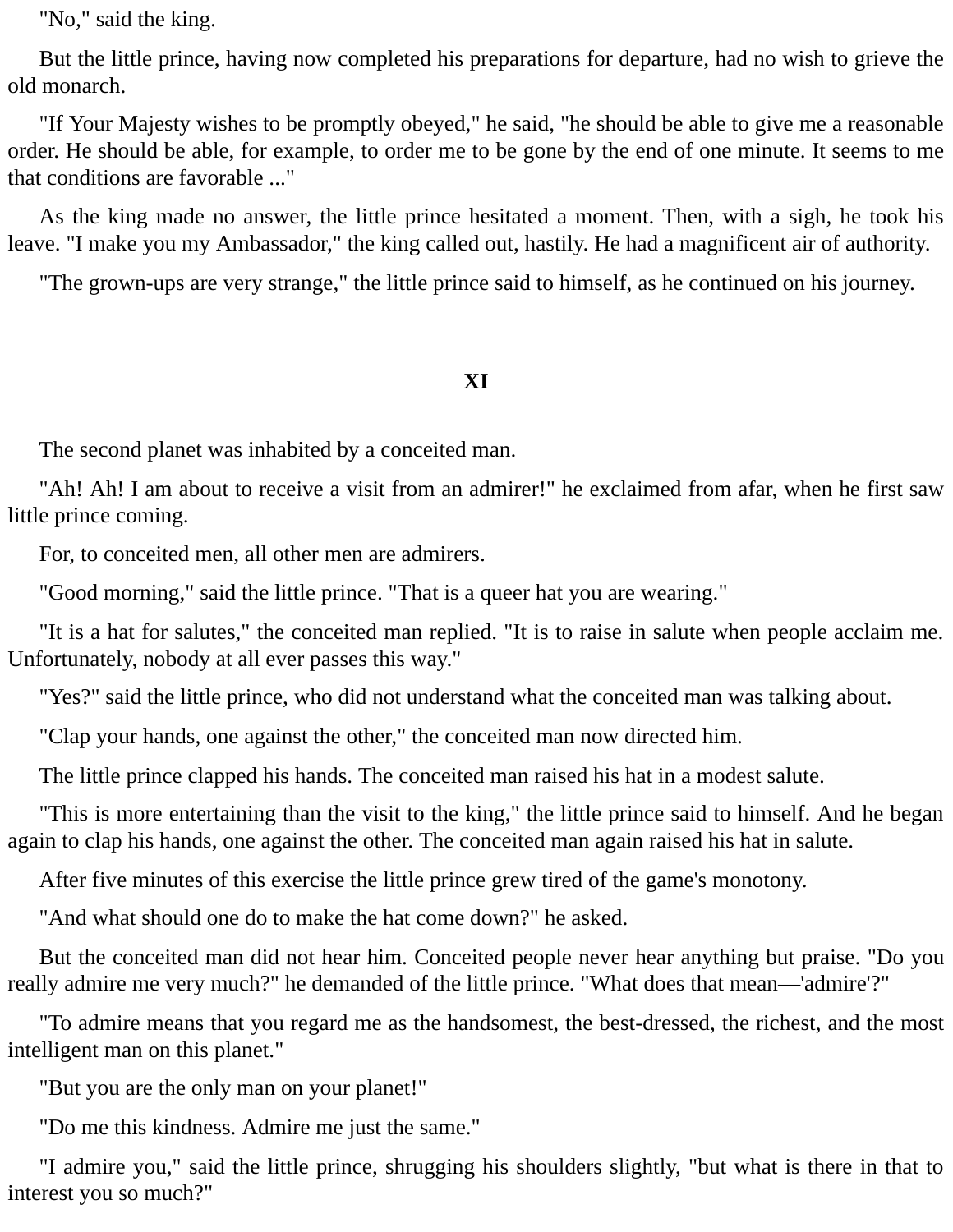"No," said the king.

But the little prince, having now completed his preparations for departure, had no wish to grieve the old monarch.

"If Your Majesty wishes to be promptly obeyed," he said, "he should be able to give me a reasonable order. He should be able, for example, to order me to be gone by the end of one minute. It seems to me that conditions are favorable ..."

As the king made no answer, the little prince hesitated a moment. Then, with a sigh, he took his leave. "I make you my Ambassador," the king called out, hastily. He had a magnificent air of authority.

"The grown-ups are very strange," the little prince said to himself, as he continued on his journey.

## XI

The second planet was inhabited by a conceited man.

"Ah! Ah! I am about to receive a visit from an admirer!" he exclaimed from afar, when he first saw little prince coming.

For, to conceited men, all other men are admirers.

"Good morning," said the little prince. "That is a queer hat you are wearing."

"It is a hat for salutes," the conceited man replied. "It is to raise in salute when people acclaim me. Unfortunately, nobody at all ever passes this way."

"Yes?" said the little prince, who did not understand what the conceited man was talking about.

"Clap your hands, one against the other," the conceited man now directed him.

The little prince clapped his hands. The conceited man raised his hat in a modest salute.

"This is more entertaining than the visit to the king," the little prince said to himself. And he began again to clap his hands, one against the other. The conceited man again raised his hat in salute.

After five minutes of this exercise the little prince grew tired of the game's monotony.

"And what should one do to make the hat come down?" he asked.

But the conceited man did not hear him. Conceited people never hear anything but praise. "Do you really admire me very much?" he demanded of the little prince. "What does that mean—'admire'?"

"To admire means that you regard me as the handsomest, the best-dressed, the richest, and the most intelligent man on this planet."

"But you are the only man on your planet!"

"Do me this kindness. Admire me just the same."

"I admire you," said the little prince, shrugging his shoulders slightly, "but what is there in that to interest you so much?"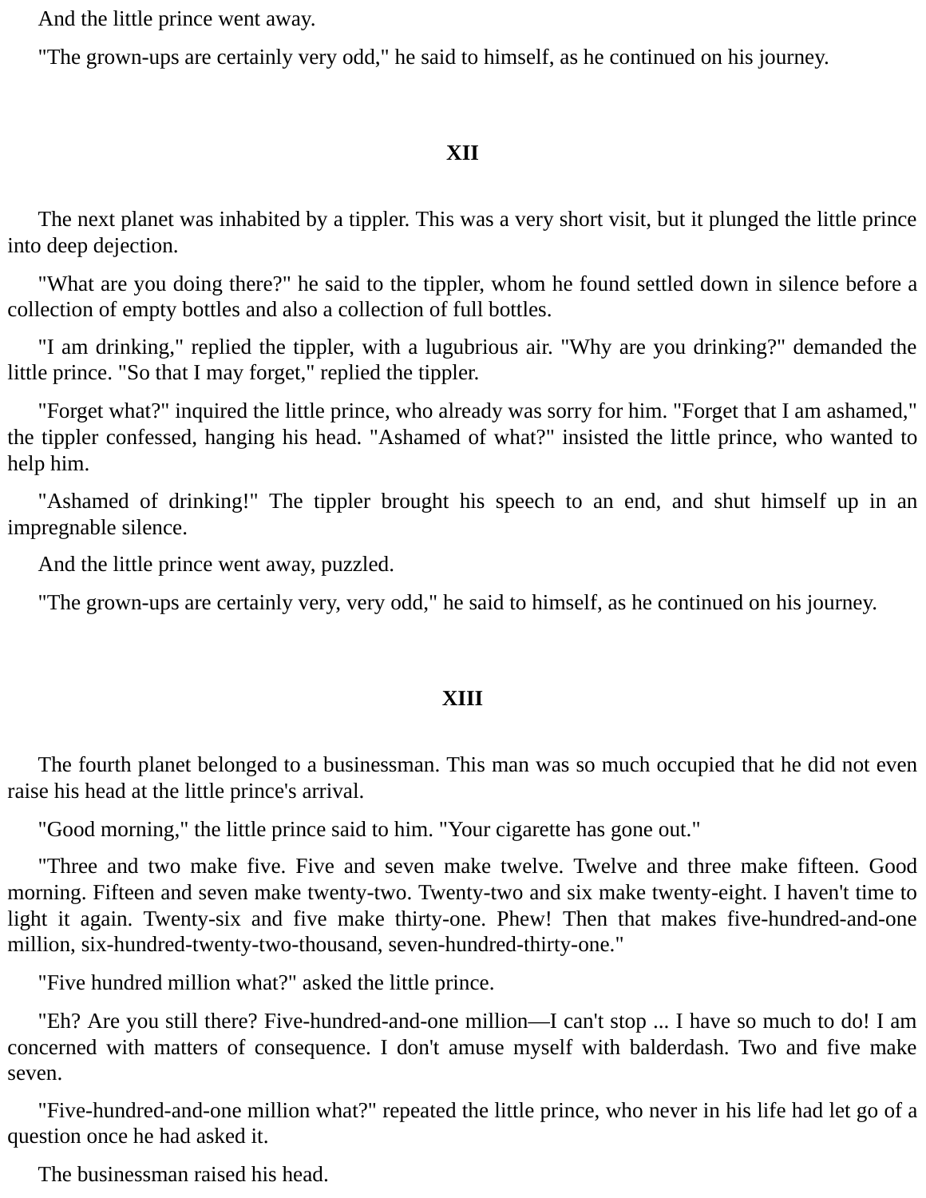And the little prince went away.

"The grown-ups are certainly very odd," he said to himself, as he continued on his journey.

## XII

The next planet was inhabited by a tippler. This was a very short visit, but it plunged the little prince into deep dejection.

"What are you doing there?" he said to the tippler, whom he found settled down in silence before a collection of empty bottles and also a collection of full bottles.

"I am drinking," replied the tippler, with a lugubrious air. "Why are you drinking?" demanded the little prince. "So that I may forget," replied the tippler.

"Forget what?" inquired the little prince, who already was sorry for him. "Forget that I am ashamed," the tippler confessed, hanging his head. "Ashamed of what?" insisted the little prince, who wanted to help him.

"Ashamed of drinking!" The tippler brought his speech to an end, and shut himself up in an impregnable silence.

And the little prince went away, puzzled.

"The grown-ups are certainly very, very odd," he said to himself, as he continued on his journey.

## XIII

The fourth planet belonged to a businessman. This man was so much occupied that he did not even raise his head at the little prince's arrival.

"Good morning," the little prince said to him. "Your cigarette has gone out."

"Three and two make five. Five and seven make twelve. Twelve and three make fifteen. Good morning. Fifteen and seven make twenty-two. Twenty-two and six make twenty-eight. I haven't time to light it again. Twenty-six and five make thirty-one. Phew! Then that makes five-hundred-and-one million, six-hundred-twenty-two-thousand, seven-hundred-thirty-one."

"Five hundred million what?" asked the little prince.

"Eh? Are you still there? Five-hundred-and-one million—I can't stop ... I have so much to do! I am concerned with matters of consequence. I don't amuse myself with balderdash. Two and five make seven.

"Five-hundred-and-one million what?" repeated the little prince, who never in his life had let go of a question once he had asked it.

The businessman raised his head.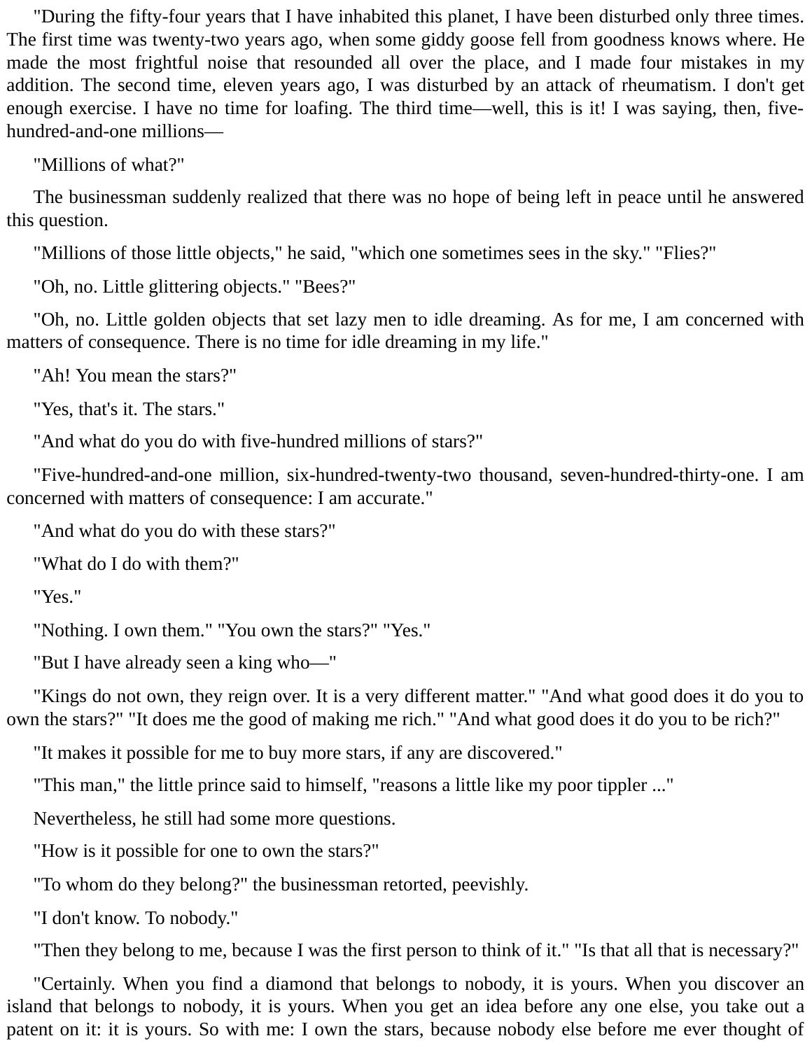"During the fifty-four years that I have inhabited this planet, I have been disturbed only three times. The first time was twenty-two years ago, when some giddy goose fell from goodness knows where. He made the most frightful noise that resounded all over the place, and I made four mistakes in my addition. The second time, eleven years ago, I was disturbed by an attack of rheumatism. I don't get enough exercise. I have no time for loafing. The third time—well, this is it! I was saying, then, five-hundred-and-one millions—

"Millions of what?"

The businessman suddenly realized that there was no hope of being left in peace until he answered this question.

"Millions of those little objects," he said, "which one sometimes sees in the sky." "Flies?"

"Oh, no. Little glittering objects." "Bees?"

"Oh, no. Little golden objects that set lazy men to idle dreaming. As for me, I am concerned with matters of consequence. There is no time for idle dreaming in my life."

"Ah! You mean the stars?"

"Yes, that's it. The stars."

"And what do you do with five-hundred millions of stars?"

"Five-hundred-and-one million, six-hundred-twenty-two thousand, seven-hundred-thirty-one. I am concerned with matters of consequence: I am accurate."

"And what do you do with these stars?"

"What do I do with them?"

"Yes."

"Nothing. I own them." "You own the stars?" "Yes."

"But I have already seen a king who—"

"Kings do not own, they reign over. It is a very different matter." "And what good does it do you to own the stars?" "It does me the good of making me rich." "And what good does it do you to be rich?"

"It makes it possible for me to buy more stars, if any are discovered."

"This man," the little prince said to himself, "reasons a little like my poor tippler ..."

Nevertheless, he still had some more questions.

"How is it possible for one to own the stars?"

"To whom do they belong?" the businessman retorted, peevishly.

"I don't know. To nobody."

"Then they belong to me, because I was the first person to think of it." "Is that all that is necessary?"

"Certainly. When you find a diamond that belongs to nobody, it is yours. When you discover an island that belongs to nobody, it is yours. When you get an idea before any one else, you take out a patent on it: it is yours. So with me: I own the stars, because nobody else before me ever thought of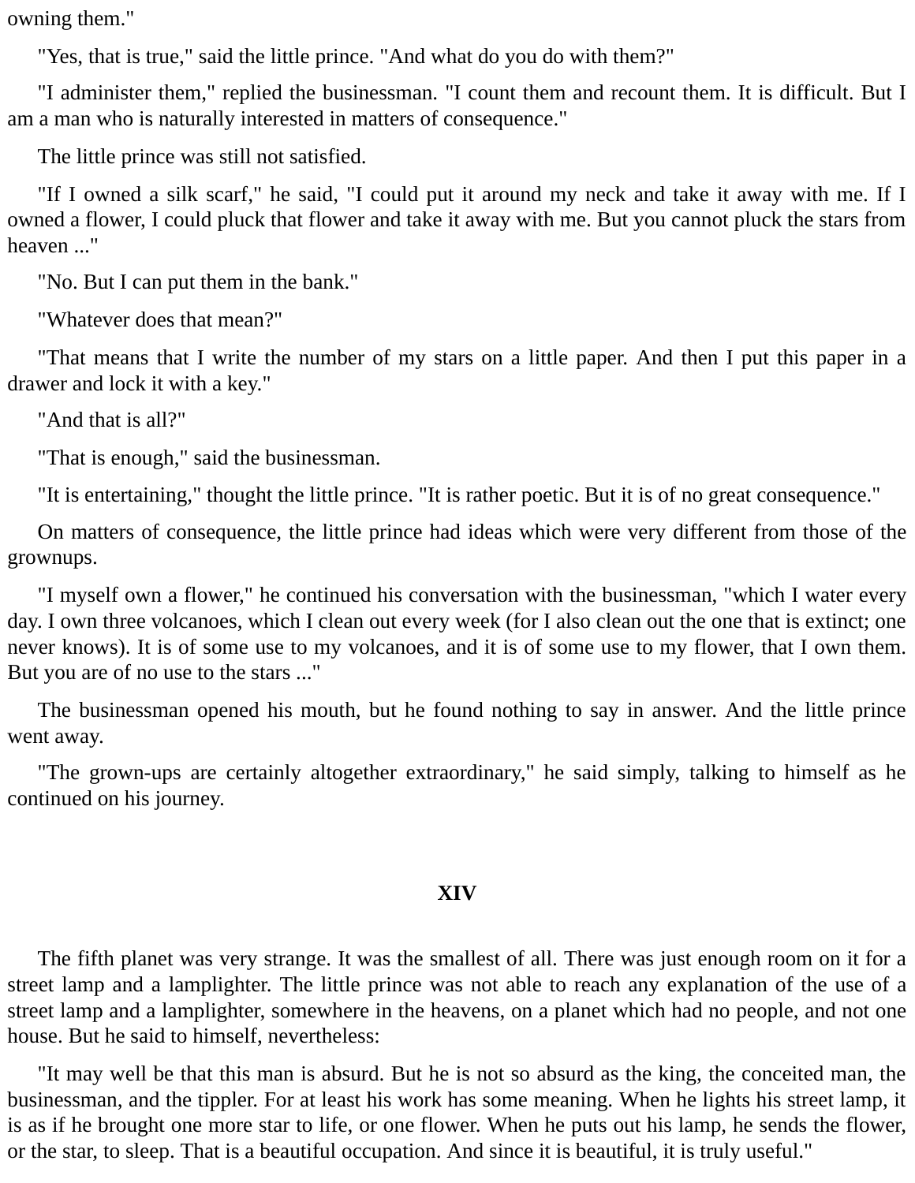owning them."

"Yes, that is true," said the little prince. "And what do you do with them?"

"I administer them," replied the businessman. "I count them and recount them. It is difficult. But I am a man who is naturally interested in matters of consequence."

The little prince was still not satisfied.

"If I owned a silk scarf," he said, "I could put it around my neck and take it away with me. If I owned a flower, I could pluck that flower and take it away with me. But you cannot pluck the stars from heaven ..."

"No. But I can put them in the bank."

"Whatever does that mean?"

"That means that I write the number of my stars on a little paper. And then I put this paper in a drawer and lock it with a key."

"And that is all?"

"That is enough," said the businessman.

"It is entertaining," thought the little prince. "It is rather poetic. But it is of no great consequence."

On matters of consequence, the little prince had ideas which were very different from those of the grownups.

"I myself own a flower," he continued his conversation with the businessman, "which I water every day. I own three volcanoes, which I clean out every week (for I also clean out the one that is extinct; one never knows). It is of some use to my volcanoes, and it is of some use to my flower, that I own them. But you are of no use to the stars ..."

The businessman opened his mouth, but he found nothing to say in answer. And the little prince went away.

"The grown-ups are certainly altogether extraordinary," he said simply, talking to himself as he continued on his journey.

## XIV

The fifth planet was very strange. It was the smallest of all. There was just enough room on it for a street lamp and a lamplighter. The little prince was not able to reach any explanation of the use of a street lamp and a lamplighter, somewhere in the heavens, on a planet which had no people, and not one house. But he said to himself, nevertheless:

"It may well be that this man is absurd. But he is not so absurd as the king, the conceited man, the businessman, and the tippler. For at least his work has some meaning. When he lights his street lamp, it is as if he brought one more star to life, or one flower. When he puts out his lamp, he sends the flower, or the star, to sleep. That is a beautiful occupation. And since it is beautiful, it is truly useful."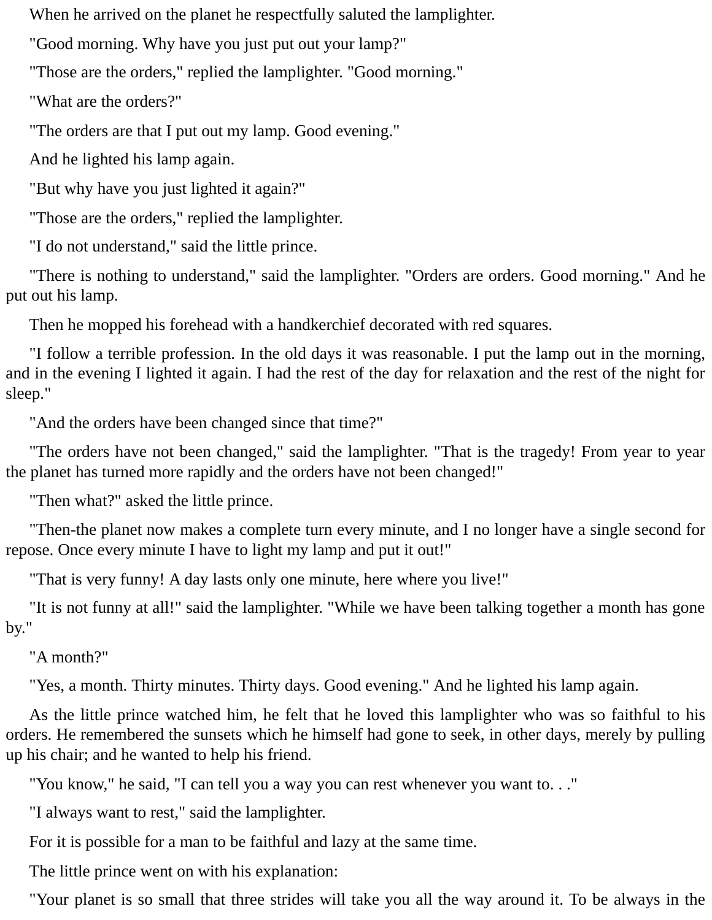When he arrived on the planet he respectfully saluted the lamplighter.

"Good morning. Why have you just put out your lamp?"

"Those are the orders," replied the lamplighter. "Good morning."

"What are the orders?"

"The orders are that I put out my lamp. Good evening."

And he lighted his lamp again.

"But why have you just lighted it again?"

"Those are the orders," replied the lamplighter.

"I do not understand," said the little prince.

"There is nothing to understand," said the lamplighter. "Orders are orders. Good morning." And he put out his lamp.

Then he mopped his forehead with a handkerchief decorated with red squares.

"I follow a terrible profession. In the old days it was reasonable. I put the lamp out in the morning, and in the evening I lighted it again. I had the rest of the day for relaxation and the rest of the night for sleep."

"And the orders have been changed since that time?"

"The orders have not been changed," said the lamplighter. "That is the tragedy! From year to year the planet has turned more rapidly and the orders have not been changed!"

"Then what?" asked the little prince.

"Then-the planet now makes a complete turn every minute, and I no longer have a single second for repose. Once every minute I have to light my lamp and put it out!"

"That is very funny! A day lasts only one minute, here where you live!"

"It is not funny at all!" said the lamplighter. "While we have been talking together a month has gone by."

"A month?"

"Yes, a month. Thirty minutes. Thirty days. Good evening." And he lighted his lamp again.

As the little prince watched him, he felt that he loved this lamplighter who was so faithful to his orders. He remembered the sunsets which he himself had gone to seek, in other days, merely by pulling up his chair; and he wanted to help his friend.

"You know," he said, "I can tell you a way you can rest whenever you want to. . ."

"I always want to rest," said the lamplighter.

For it is possible for a man to be faithful and lazy at the same time.

The little prince went on with his explanation:

"Your planet is so small that three strides will take you all the way around it. To be always in the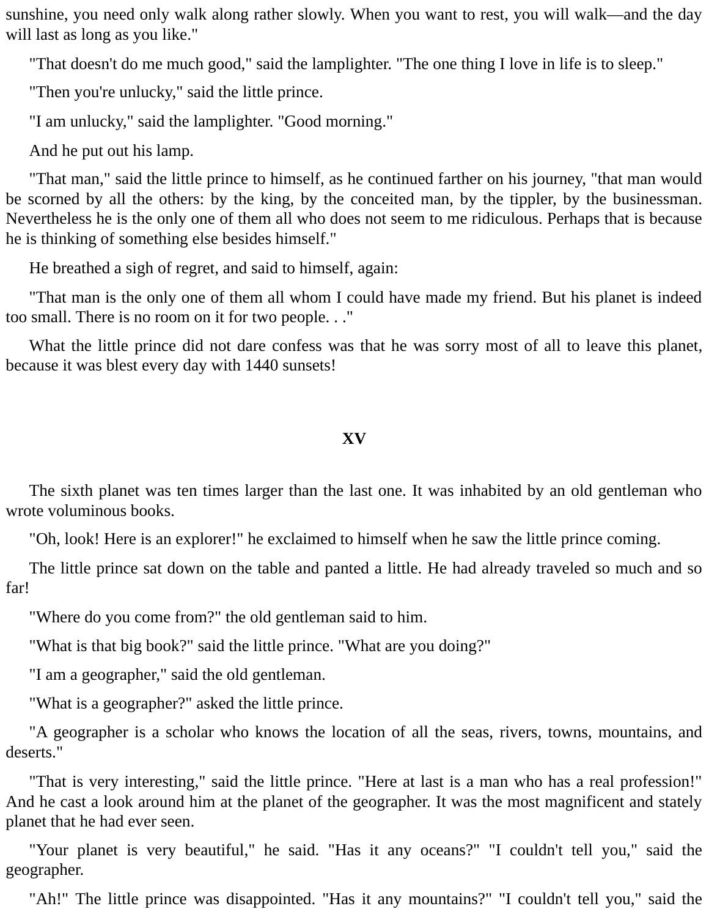sunshine, you need only walk along rather slowly. When you want to rest, you will walk—and the day will last as long as you like."

"That doesn't do me much good," said the lamplighter. "The one thing I love in life is to sleep."

"Then you're unlucky," said the little prince.

"I am unlucky," said the lamplighter. "Good morning."

And he put out his lamp.

"That man," said the little prince to himself, as he continued farther on his journey, "that man would be scorned by all the others: by the king, by the conceited man, by the tippler, by the businessman. Nevertheless he is the only one of them all who does not seem to me ridiculous. Perhaps that is because he is thinking of something else besides himself."

He breathed a sigh of regret, and said to himself, again:

"That man is the only one of them all whom I could have made my friend. But his planet is indeed too small. There is no room on it for two people. . ."

What the little prince did not dare confess was that he was sorry most of all to leave this planet, because it was blest every day with 1440 sunsets!

## XV

The sixth planet was ten times larger than the last one. It was inhabited by an old gentleman who wrote voluminous books.

"Oh, look! Here is an explorer!" he exclaimed to himself when he saw the little prince coming.

The little prince sat down on the table and panted a little. He had already traveled so much and so far!

"Where do you come from?" the old gentleman said to him.

"What is that big book?" said the little prince. "What are you doing?"

"I am a geographer," said the old gentleman.

"What is a geographer?" asked the little prince.

"A geographer is a scholar who knows the location of all the seas, rivers, towns, mountains, and deserts."

"That is very interesting," said the little prince. "Here at last is a man who has a real profession!" And he cast a look around him at the planet of the geographer. It was the most magnificent and stately planet that he had ever seen.

"Your planet is very beautiful," he said. "Has it any oceans?" "I couldn't tell you," said the geographer.

"Ah!" The little prince was disappointed. "Has it any mountains?" "I couldn't tell you," said the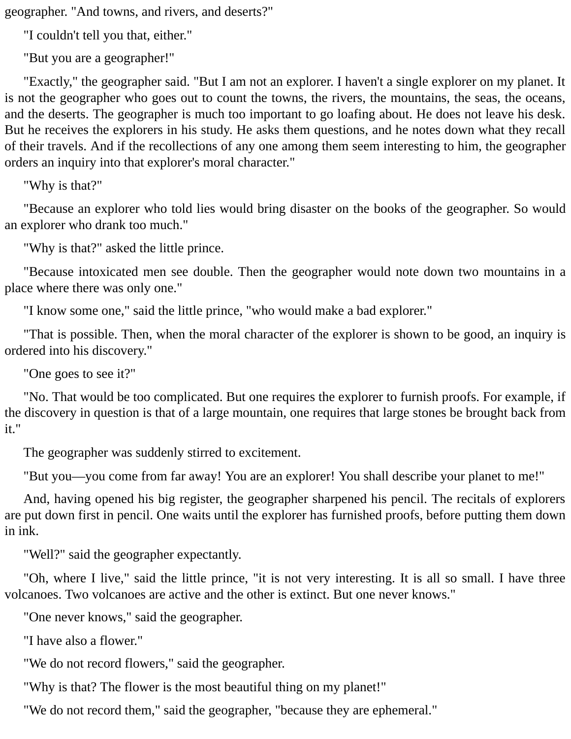geographer. "And towns, and rivers, and deserts?"

"I couldn't tell you that, either."

"But you are a geographer!"

"Exactly," the geographer said. "But I am not an explorer. I haven't a single explorer on my planet. It is not the geographer who goes out to count the towns, the rivers, the mountains, the seas, the oceans, and the deserts. The geographer is much too important to go loafing about. He does not leave his desk. But he receives the explorers in his study. He asks them questions, and he notes down what they recall of their travels. And if the recollections of any one among them seem interesting to him, the geographer orders an inquiry into that explorer's moral character."

"Why is that?"

"Because an explorer who told lies would bring disaster on the books of the geographer. So would an explorer who drank too much."

"Why is that?" asked the little prince.

"Because intoxicated men see double. Then the geographer would note down two mountains in a place where there was only one."

"I know some one," said the little prince, "who would make a bad explorer."

"That is possible. Then, when the moral character of the explorer is shown to be good, an inquiry is ordered into his discovery."

"One goes to see it?"

"No. That would be too complicated. But one requires the explorer to furnish proofs. For example, if the discovery in question is that of a large mountain, one requires that large stones be brought back from it."

The geographer was suddenly stirred to excitement.

"But you—you come from far away! You are an explorer! You shall describe your planet to me!"

And, having opened his big register, the geographer sharpened his pencil. The recitals of explorers are put down first in pencil. One waits until the explorer has furnished proofs, before putting them down in ink.

"Well?" said the geographer expectantly.

"Oh, where I live," said the little prince, "it is not very interesting. It is all so small. I have three volcanoes. Two volcanoes are active and the other is extinct. But one never knows."

"One never knows," said the geographer.

"I have also a flower."

"We do not record flowers," said the geographer.

"Why is that? The flower is the most beautiful thing on my planet!"

"We do not record them," said the geographer, "because they are ephemeral."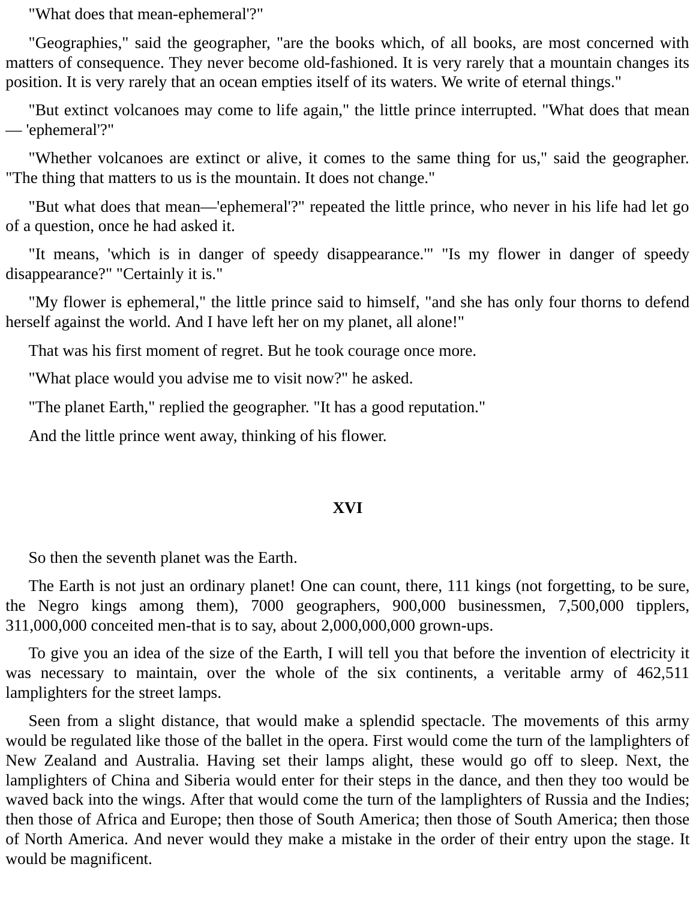"What does that mean-ephemeral'?"

"Geographies," said the geographer, "are the books which, of all books, are most concerned with matters of consequence. They never become old-fashioned. It is very rarely that a mountain changes its position. It is very rarely that an ocean empties itself of its waters. We write of eternal things."

"But extinct volcanoes may come to life again," the little prince interrupted. "What does that mean — 'ephemeral'?"

"Whether volcanoes are extinct or alive, it comes to the same thing for us," said the geographer. "The thing that matters to us is the mountain. It does not change."

"But what does that mean—'ephemeral'?" repeated the little prince, who never in his life had let go of a question, once he had asked it.

"It means, 'which is in danger of speedy disappearance.'" "Is my flower in danger of speedy disappearance?" "Certainly it is."

"My flower is ephemeral," the little prince said to himself, "and she has only four thorns to defend herself against the world. And I have left her on my planet, all alone!"

That was his first moment of regret. But he took courage once more.

"What place would you advise me to visit now?" he asked.

"The planet Earth," replied the geographer. "It has a good reputation."

And the little prince went away, thinking of his flower.

## XVI

So then the seventh planet was the Earth.

The Earth is not just an ordinary planet! One can count, there, 111 kings (not forgetting, to be sure, the Negro kings among them), 7000 geographers, 900,000 businessmen, 7,500,000 tipplers, 311,000,000 conceited men-that is to say, about 2,000,000,000 grown-ups.

To give you an idea of the size of the Earth, I will tell you that before the invention of electricity it was necessary to maintain, over the whole of the six continents, a veritable army of 462,511 lamplighters for the street lamps.

Seen from a slight distance, that would make a splendid spectacle. The movements of this army would be regulated like those of the ballet in the opera. First would come the turn of the lamplighters of New Zealand and Australia. Having set their lamps alight, these would go off to sleep. Next, the lamplighters of China and Siberia would enter for their steps in the dance, and then they too would be waved back into the wings. After that would come the turn of the lamplighters of Russia and the Indies; then those of Africa and Europe; then those of South America; then those of South America; then those of North America. And never would they make a mistake in the order of their entry upon the stage. It would be magnificent.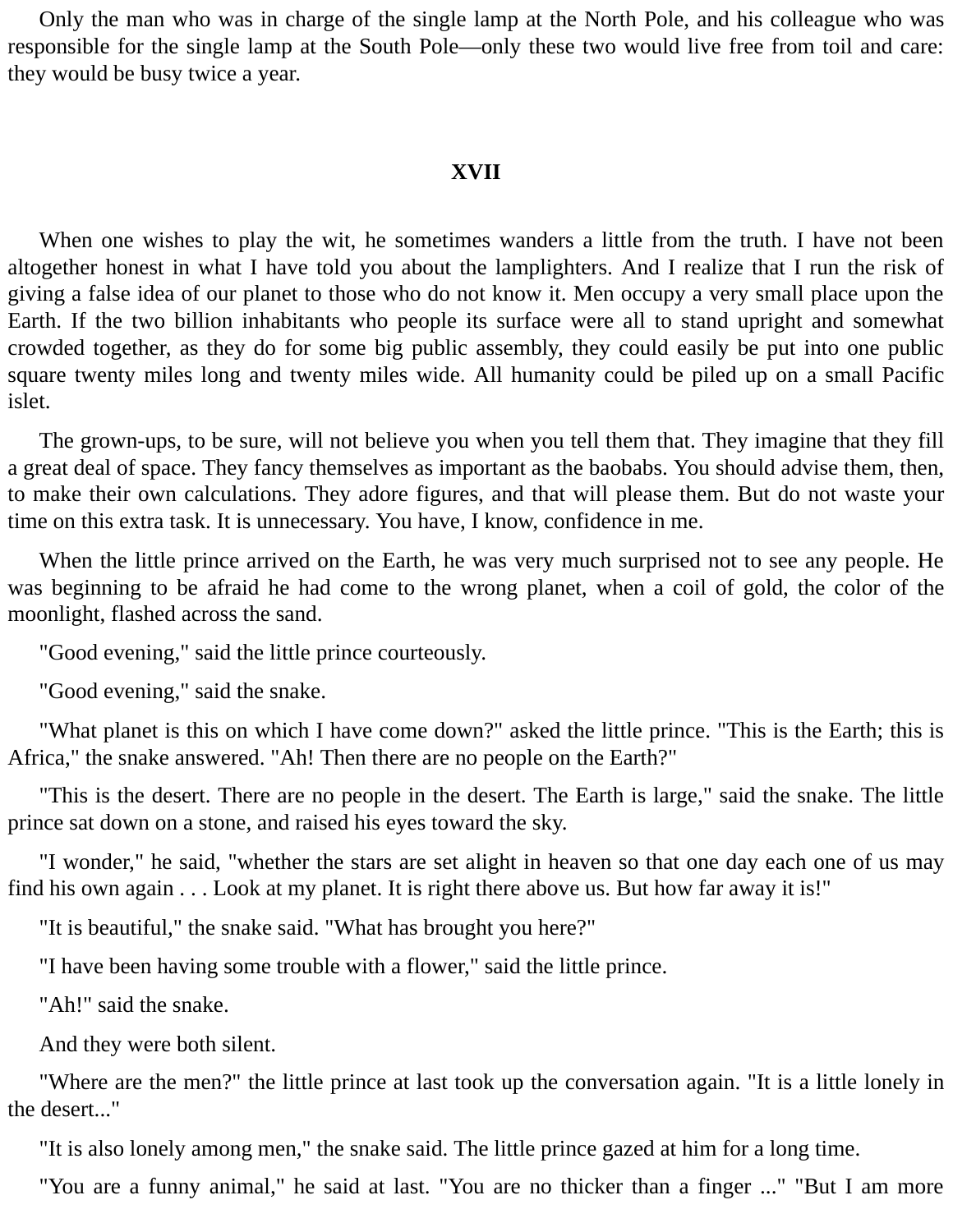Only the man who was in charge of the single lamp at the North Pole, and his colleague who was responsible for the single lamp at the South Pole—only these two would live free from toil and care: they would be busy twice a year.

## XVII

When one wishes to play the wit, he sometimes wanders a little from the truth. I have not been altogether honest in what I have told you about the lamplighters. And I realize that I run the risk of giving a false idea of our planet to those who do not know it. Men occupy a very small place upon the Earth. If the two billion inhabitants who people its surface were all to stand upright and somewhat crowded together, as they do for some big public assembly, they could easily be put into one public square twenty miles long and twenty miles wide. All humanity could be piled up on a small Pacific islet.

The grown-ups, to be sure, will not believe you when you tell them that. They imagine that they fill a great deal of space. They fancy themselves as important as the baobabs. You should advise them, then, to make their own calculations. They adore figures, and that will please them. But do not waste your time on this extra task. It is unnecessary. You have, I know, confidence in me.

When the little prince arrived on the Earth, he was very much surprised not to see any people. He was beginning to be afraid he had come to the wrong planet, when a coil of gold, the color of the moonlight, flashed across the sand.

"Good evening," said the little prince courteously.

"Good evening," said the snake.

"What planet is this on which I have come down?" asked the little prince. "This is the Earth; this is Africa," the snake answered. "Ah! Then there are no people on the Earth?"

"This is the desert. There are no people in the desert. The Earth is large," said the snake. The little prince sat down on a stone, and raised his eyes toward the sky.

"I wonder," he said, "whether the stars are set alight in heaven so that one day each one of us may find his own again . . . Look at my planet. It is right there above us. But how far away it is!"

"It is beautiful," the snake said. "What has brought you here?"

"I have been having some trouble with a flower," said the little prince.

"Ah!" said the snake.

And they were both silent.

"Where are the men?" the little prince at last took up the conversation again. "It is a little lonely in the desert..."

"It is also lonely among men," the snake said. The little prince gazed at him for a long time.

"You are a funny animal," he said at last. "You are no thicker than a finger ..." "But I am more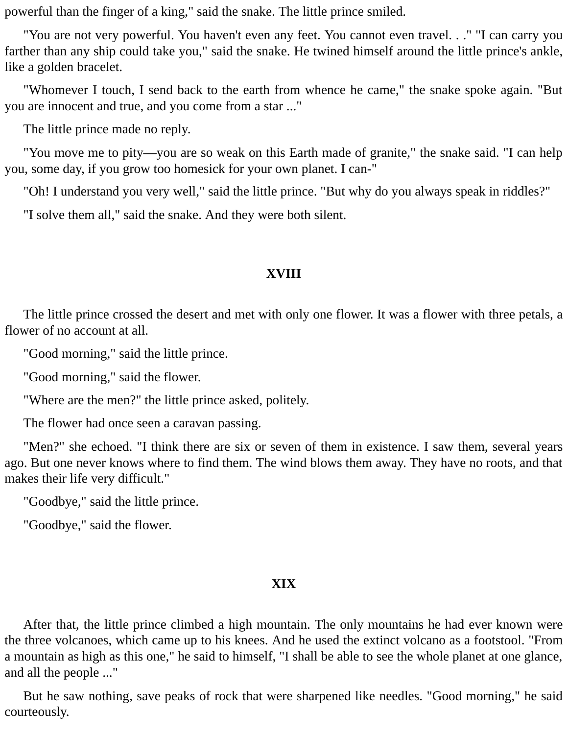powerful than the finger of a king," said the snake. The little prince smiled.

"You are not very powerful. You haven't even any feet. You cannot even travel. . ." "I can carry you farther than any ship could take you," said the snake. He twined himself around the little prince's ankle, like a golden bracelet.

"Whomever I touch, I send back to the earth from whence he came," the snake spoke again. "But you are innocent and true, and you come from a star ..."

The little prince made no reply.

"You move me to pity—you are so weak on this Earth made of granite," the snake said. "I can help you, some day, if you grow too homesick for your own planet. I can-"

"Oh! I understand you very well," said the little prince. "But why do you always speak in riddles?"

"I solve them all," said the snake. And they were both silent.

## XVIII

The little prince crossed the desert and met with only one flower. It was a flower with three petals, a flower of no account at all.

"Good morning," said the little prince.

"Good morning," said the flower.

"Where are the men?" the little prince asked, politely.

The flower had once seen a caravan passing.

"Men?" she echoed. "I think there are six or seven of them in existence. I saw them, several years ago. But one never knows where to find them. The wind blows them away. They have no roots, and that makes their life very difficult."

"Goodbye," said the little prince.

"Goodbye," said the flower.

## XIX

After that, the little prince climbed a high mountain. The only mountains he had ever known were the three volcanoes, which came up to his knees. And he used the extinct volcano as a footstool. "From a mountain as high as this one," he said to himself, "I shall be able to see the whole planet at one glance, and all the people ..."

But he saw nothing, save peaks of rock that were sharpened like needles. "Good morning," he said courteously.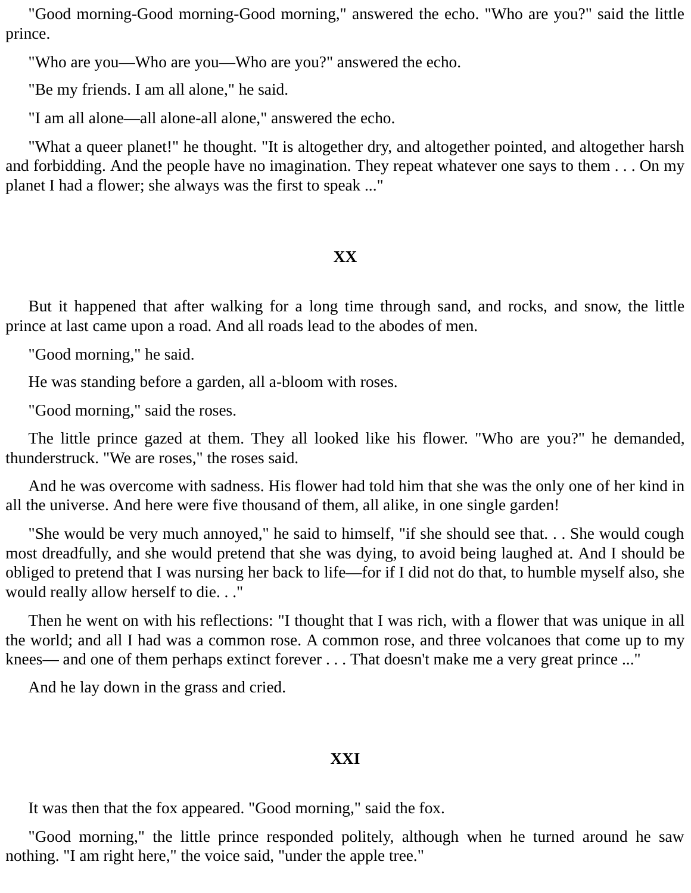"Good morning-Good morning-Good morning," answered the echo. "Who are you?" said the little prince.

"Who are you—Who are you—Who are you?" answered the echo.

"Be my friends. I am all alone," he said.

"I am all alone—all alone-all alone," answered the echo.

"What a queer planet!" he thought. "It is altogether dry, and altogether pointed, and altogether harsh and forbidding. And the people have no imagination. They repeat whatever one says to them . . . On my planet I had a flower; she always was the first to speak ..."

## XX

But it happened that after walking for a long time through sand, and rocks, and snow, the little prince at last came upon a road. And all roads lead to the abodes of men.

"Good morning," he said.

He was standing before a garden, all a-bloom with roses.

"Good morning," said the roses.

The little prince gazed at them. They all looked like his flower. "Who are you?" he demanded, thunderstruck. "We are roses," the roses said.

And he was overcome with sadness. His flower had told him that she was the only one of her kind in all the universe. And here were five thousand of them, all alike, in one single garden!

"She would be very much annoyed," he said to himself, "if she should see that. . . She would cough most dreadfully, and she would pretend that she was dying, to avoid being laughed at. And I should be obliged to pretend that I was nursing her back to life—for if I did not do that, to humble myself also, she would really allow herself to die. . ."

Then he went on with his reflections: "I thought that I was rich, with a flower that was unique in all the world; and all I had was a common rose. A common rose, and three volcanoes that come up to my knees— and one of them perhaps extinct forever . . . That doesn't make me a very great prince ..."

And he lay down in the grass and cried.

## XXI

It was then that the fox appeared. "Good morning," said the fox.

"Good morning," the little prince responded politely, although when he turned around he saw nothing. "I am right here," the voice said, "under the apple tree."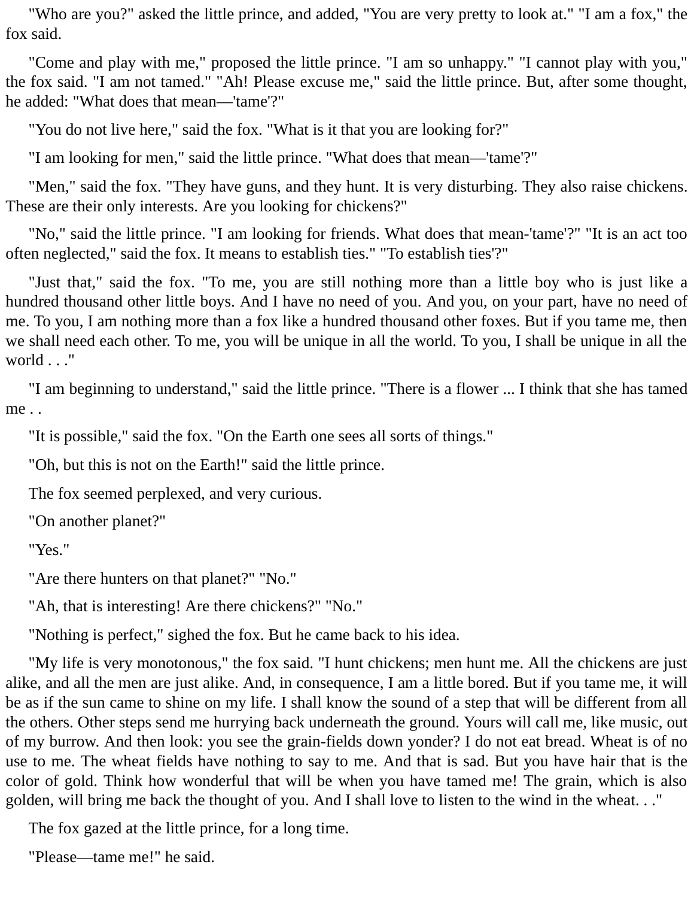"Who are you?" asked the little prince, and added, "You are very pretty to look at." "I am a fox," the fox said.

"Come and play with me," proposed the little prince. "I am so unhappy." "I cannot play with you," the fox said. "I am not tamed." "Ah! Please excuse me," said the little prince. But, after some thought, he added: "What does that mean—'tame'?"

"You do not live here," said the fox. "What is it that you are looking for?"

"I am looking for men," said the little prince. "What does that mean—'tame'?"

"Men," said the fox. "They have guns, and they hunt. It is very disturbing. They also raise chickens. These are their only interests. Are you looking for chickens?"

"No," said the little prince. "I am looking for friends. What does that mean-'tame'?" "It is an act too often neglected," said the fox. It means to establish ties." "To establish ties'?"

"Just that," said the fox. "To me, you are still nothing more than a little boy who is just like a hundred thousand other little boys. And I have no need of you. And you, on your part, have no need of me. To you, I am nothing more than a fox like a hundred thousand other foxes. But if you tame me, then we shall need each other. To me, you will be unique in all the world. To you, I shall be unique in all the world . . ."

"I am beginning to understand," said the little prince. "There is a flower ... I think that she has tamed me . .

"It is possible," said the fox. "On the Earth one sees all sorts of things."

"Oh, but this is not on the Earth!" said the little prince.

The fox seemed perplexed, and very curious.

"On another planet?"

"Yes."

"Are there hunters on that planet?" "No."

"Ah, that is interesting! Are there chickens?" "No."

"Nothing is perfect," sighed the fox. But he came back to his idea.

"My life is very monotonous," the fox said. "I hunt chickens; men hunt me. All the chickens are just alike, and all the men are just alike. And, in consequence, I am a little bored. But if you tame me, it will be as if the sun came to shine on my life. I shall know the sound of a step that will be different from all the others. Other steps send me hurrying back underneath the ground. Yours will call me, like music, out of my burrow. And then look: you see the grain-fields down yonder? I do not eat bread. Wheat is of no use to me. The wheat fields have nothing to say to me. And that is sad. But you have hair that is the color of gold. Think how wonderful that will be when you have tamed me! The grain, which is also golden, will bring me back the thought of you. And I shall love to listen to the wind in the wheat. . ."

The fox gazed at the little prince, for a long time.

"Please—tame me!" he said.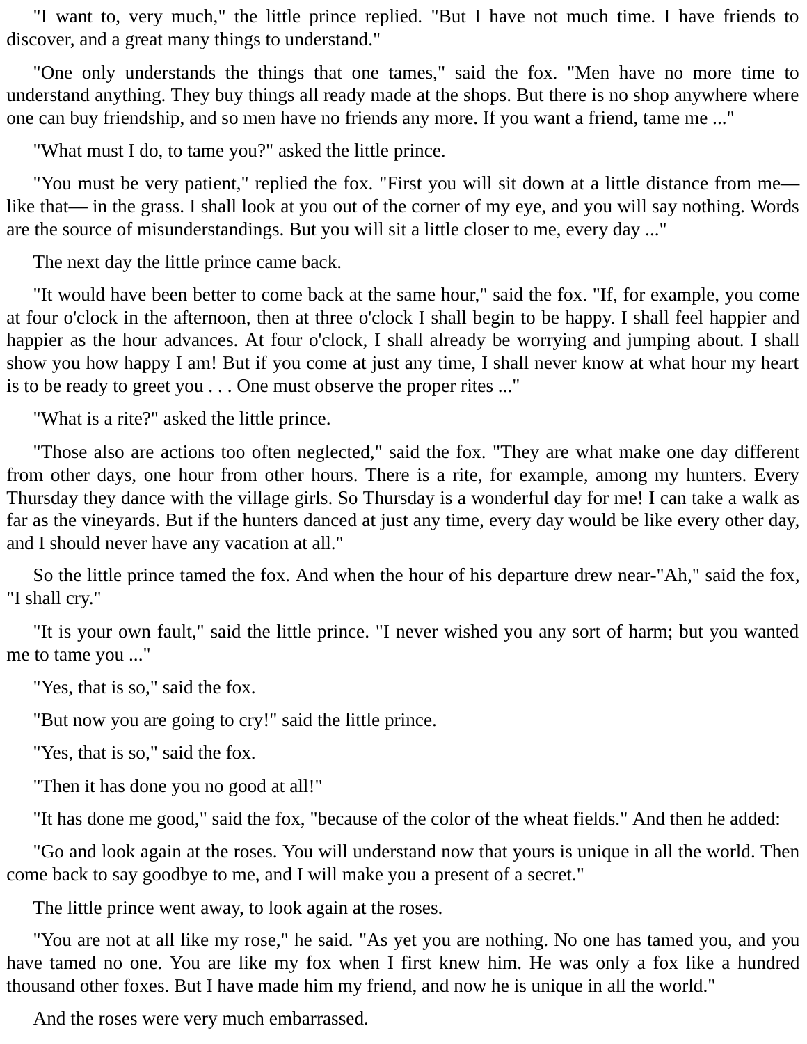"I want to, very much," the little prince replied. "But I have not much time. I have friends to discover, and a great many things to understand."

"One only understands the things that one tames," said the fox. "Men have no more time to understand anything. They buy things all ready made at the shops. But there is no shop anywhere where one can buy friendship, and so men have no friends any more. If you want a friend, tame me ..."

"What must I do, to tame you?" asked the little prince.

"You must be very patient," replied the fox. "First you will sit down at a little distance from me— like that— in the grass. I shall look at you out of the corner of my eye, and you will say nothing. Words are the source of misunderstandings. But you will sit a little closer to me, every day ..."

The next day the little prince came back.

"It would have been better to come back at the same hour," said the fox. "If, for example, you come at four o'clock in the afternoon, then at three o'clock I shall begin to be happy. I shall feel happier and happier as the hour advances. At four o'clock, I shall already be worrying and jumping about. I shall show you how happy I am! But if you come at just any time, I shall never know at what hour my heart is to be ready to greet you . . . One must observe the proper rites ..."

"What is a rite?" asked the little prince.

"Those also are actions too often neglected," said the fox. "They are what make one day different from other days, one hour from other hours. There is a rite, for example, among my hunters. Every Thursday they dance with the village girls. So Thursday is a wonderful day for me! I can take a walk as far as the vineyards. But if the hunters danced at just any time, every day would be like every other day, and I should never have any vacation at all."

So the little prince tamed the fox. And when the hour of his departure drew near-"Ah," said the fox, "I shall cry."

"It is your own fault," said the little prince. "I never wished you any sort of harm; but you wanted me to tame you ..."

"Yes, that is so," said the fox.

"But now you are going to cry!" said the little prince.

"Yes, that is so," said the fox.

"Then it has done you no good at all!"

"It has done me good," said the fox, "because of the color of the wheat fields." And then he added:

"Go and look again at the roses. You will understand now that yours is unique in all the world. Then come back to say goodbye to me, and I will make you a present of a secret."

The little prince went away, to look again at the roses.

"You are not at all like my rose," he said. "As yet you are nothing. No one has tamed you, and you have tamed no one. You are like my fox when I first knew him. He was only a fox like a hundred thousand other foxes. But I have made him my friend, and now he is unique in all the world."

And the roses were very much embarrassed.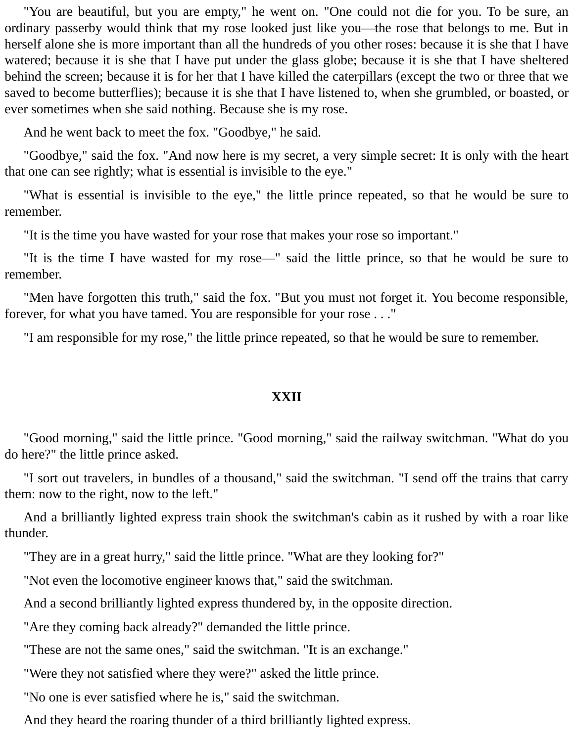"You are beautiful, but you are empty," he went on. "One could not die for you. To be sure, an ordinary passerby would think that my rose looked just like you—the rose that belongs to me. But in herself alone she is more important than all the hundreds of you other roses: because it is she that I have watered; because it is she that I have put under the glass globe; because it is she that I have sheltered behind the screen; because it is for her that I have killed the caterpillars (except the two or three that we saved to become butterflies); because it is she that I have listened to, when she grumbled, or boasted, or ever sometimes when she said nothing. Because she is my rose.

And he went back to meet the fox. "Goodbye," he said.

"Goodbye," said the fox. "And now here is my secret, a very simple secret: It is only with the heart that one can see rightly; what is essential is invisible to the eye."

"What is essential is invisible to the eye," the little prince repeated, so that he would be sure to remember.

"It is the time you have wasted for your rose that makes your rose so important."

"It is the time I have wasted for my rose—" said the little prince, so that he would be sure to remember.

"Men have forgotten this truth," said the fox. "But you must not forget it. You become responsible, forever, for what you have tamed. You are responsible for your rose . . ."

"I am responsible for my rose," the little prince repeated, so that he would be sure to remember.

## XXII

"Good morning," said the little prince. "Good morning," said the railway switchman. "What do you do here?" the little prince asked.

"I sort out travelers, in bundles of a thousand," said the switchman. "I send off the trains that carry them: now to the right, now to the left."

And a brilliantly lighted express train shook the switchman's cabin as it rushed by with a roar like thunder.

"They are in a great hurry," said the little prince. "What are they looking for?"

"Not even the locomotive engineer knows that," said the switchman.

And a second brilliantly lighted express thundered by, in the opposite direction.

"Are they coming back already?" demanded the little prince.

"These are not the same ones," said the switchman. "It is an exchange."

"Were they not satisfied where they were?" asked the little prince.

"No one is ever satisfied where he is," said the switchman.

And they heard the roaring thunder of a third brilliantly lighted express.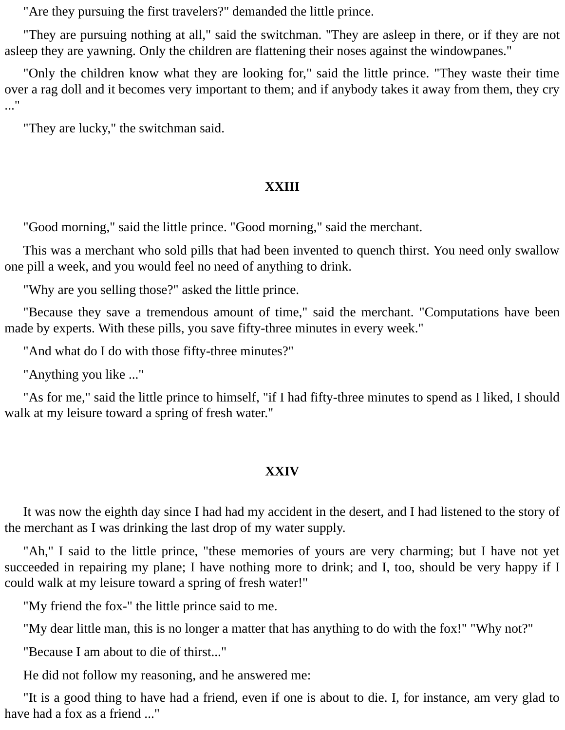"Are they pursuing the first travelers?" demanded the little prince.

"They are pursuing nothing at all," said the switchman. "They are asleep in there, or if they are not asleep they are yawning. Only the children are flattening their noses against the windowpanes."

"Only the children know what they are looking for," said the little prince. "They waste their time over a rag doll and it becomes very important to them; and if anybody takes it away from them, they cry ..."

"They are lucky," the switchman said.

## XXIII

"Good morning," said the little prince. "Good morning," said the merchant.

This was a merchant who sold pills that had been invented to quench thirst. You need only swallow one pill a week, and you would feel no need of anything to drink.

"Why are you selling those?" asked the little prince.

"Because they save a tremendous amount of time," said the merchant. "Computations have been made by experts. With these pills, you save fifty-three minutes in every week."

"And what do I do with those fifty-three minutes?"

"Anything you like ..."

"As for me," said the little prince to himself, "if I had fifty-three minutes to spend as I liked, I should walk at my leisure toward a spring of fresh water."

## XXIV

It was now the eighth day since I had had my accident in the desert, and I had listened to the story of the merchant as I was drinking the last drop of my water supply.

"Ah," I said to the little prince, "these memories of yours are very charming; but I have not yet succeeded in repairing my plane; I have nothing more to drink; and I, too, should be very happy if I could walk at my leisure toward a spring of fresh water!"

"My friend the fox-" the little prince said to me.

"My dear little man, this is no longer a matter that has anything to do with the fox!" "Why not?"

"Because I am about to die of thirst..."

He did not follow my reasoning, and he answered me:

"It is a good thing to have had a friend, even if one is about to die. I, for instance, am very glad to have had a fox as a friend ..."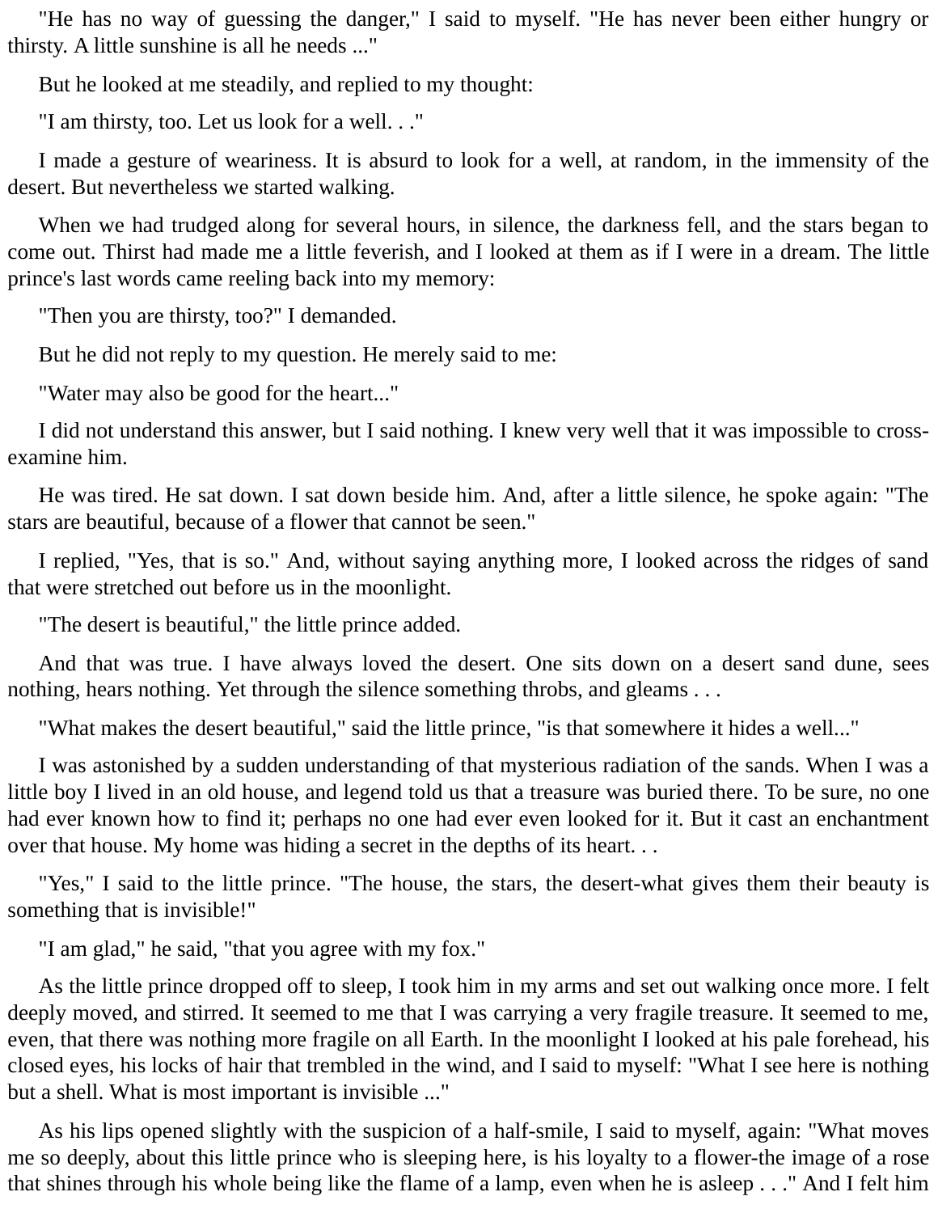"He has no way of guessing the danger," I said to myself. "He has never been either hungry or thirsty. A little sunshine is all he needs ..."

But he looked at me steadily, and replied to my thought:

"I am thirsty, too. Let us look for a well. . ."

I made a gesture of weariness. It is absurd to look for a well, at random, in the immensity of the desert. But nevertheless we started walking.

When we had trudged along for several hours, in silence, the darkness fell, and the stars began to come out. Thirst had made me a little feverish, and I looked at them as if I were in a dream. The little prince's last words came reeling back into my memory:

"Then you are thirsty, too?" I demanded.

But he did not reply to my question. He merely said to me:

"Water may also be good for the heart..."

I did not understand this answer, but I said nothing. I knew very well that it was impossible to cross-examine him.

He was tired. He sat down. I sat down beside him. And, after a little silence, he spoke again: "The stars are beautiful, because of a flower that cannot be seen."

I replied, "Yes, that is so." And, without saying anything more, I looked across the ridges of sand that were stretched out before us in the moonlight.

"The desert is beautiful," the little prince added.

And that was true. I have always loved the desert. One sits down on a desert sand dune, sees nothing, hears nothing. Yet through the silence something throbs, and gleams . . .

"What makes the desert beautiful," said the little prince, "is that somewhere it hides a well..."

I was astonished by a sudden understanding of that mysterious radiation of the sands. When I was a little boy I lived in an old house, and legend told us that a treasure was buried there. To be sure, no one had ever known how to find it; perhaps no one had ever even looked for it. But it cast an enchantment over that house. My home was hiding a secret in the depths of its heart. . .

"Yes," I said to the little prince. "The house, the stars, the desert-what gives them their beauty is something that is invisible!"

"I am glad," he said, "that you agree with my fox."

As the little prince dropped off to sleep, I took him in my arms and set out walking once more. I felt deeply moved, and stirred. It seemed to me that I was carrying a very fragile treasure. It seemed to me, even, that there was nothing more fragile on all Earth. In the moonlight I looked at his pale forehead, his closed eyes, his locks of hair that trembled in the wind, and I said to myself: "What I see here is nothing but a shell. What is most important is invisible ..."

As his lips opened slightly with the suspicion of a half-smile, I said to myself, again: "What moves me so deeply, about this little prince who is sleeping here, is his loyalty to a flower-the image of a rose that shines through his whole being like the flame of a lamp, even when he is asleep . . ." And I felt him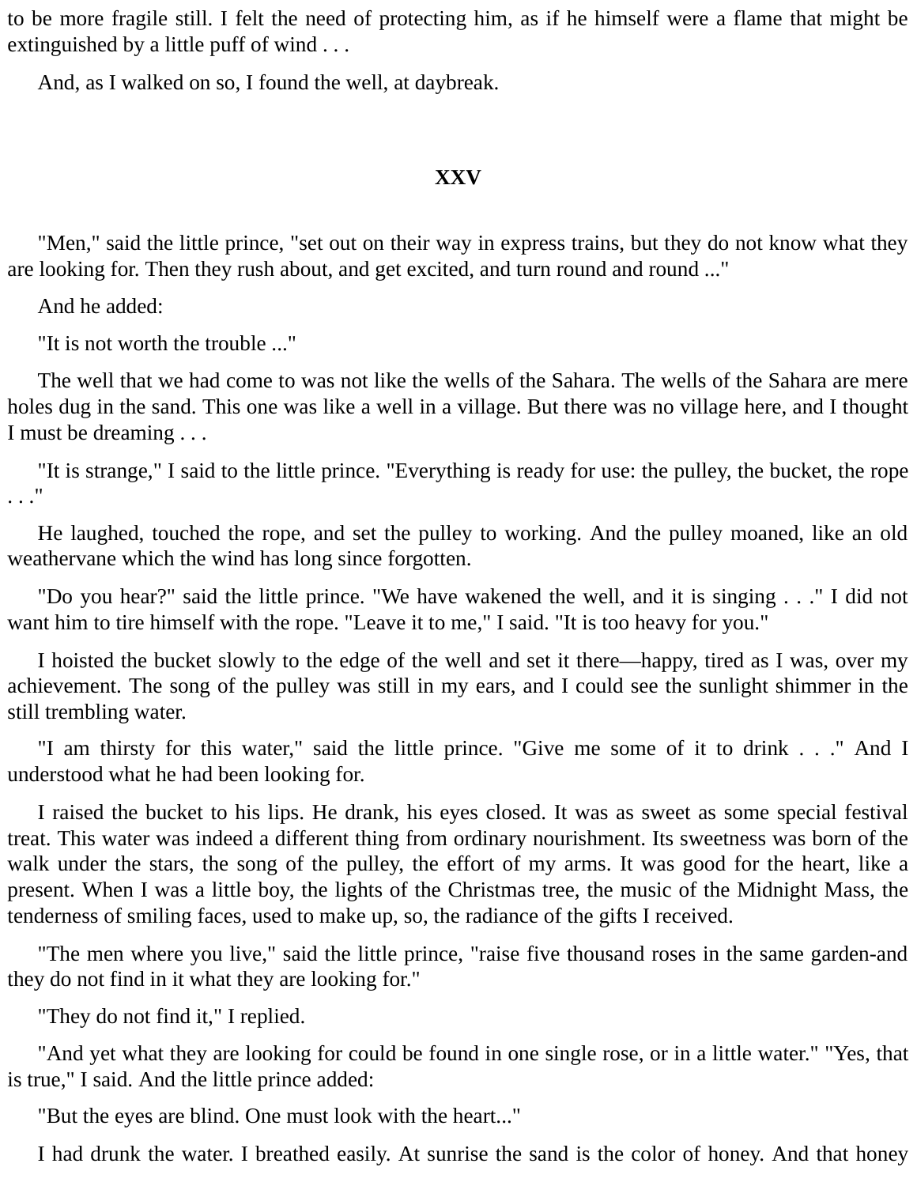to be more fragile still. I felt the need of protecting him, as if he himself were a flame that might be extinguished by a little puff of wind . . .

And, as I walked on so, I found the well, at daybreak.

## XXV

"Men," said the little prince, "set out on their way in express trains, but they do not know what they are looking for. Then they rush about, and get excited, and turn round and round ..."

And he added:

"It is not worth the trouble ..."

The well that we had come to was not like the wells of the Sahara. The wells of the Sahara are mere holes dug in the sand. This one was like a well in a village. But there was no village here, and I thought I must be dreaming . . .

"It is strange," I said to the little prince. "Everything is ready for use: the pulley, the bucket, the rope . . ."

He laughed, touched the rope, and set the pulley to working. And the pulley moaned, like an old weathervane which the wind has long since forgotten.

"Do you hear?" said the little prince. "We have wakened the well, and it is singing . . ." I did not want him to tire himself with the rope. "Leave it to me," I said. "It is too heavy for you."

I hoisted the bucket slowly to the edge of the well and set it there—happy, tired as I was, over my achievement. The song of the pulley was still in my ears, and I could see the sunlight shimmer in the still trembling water.

"I am thirsty for this water," said the little prince. "Give me some of it to drink . . ." And I understood what he had been looking for.

I raised the bucket to his lips. He drank, his eyes closed. It was as sweet as some special festival treat. This water was indeed a different thing from ordinary nourishment. Its sweetness was born of the walk under the stars, the song of the pulley, the effort of my arms. It was good for the heart, like a present. When I was a little boy, the lights of the Christmas tree, the music of the Midnight Mass, the tenderness of smiling faces, used to make up, so, the radiance of the gifts I received.

"The men where you live," said the little prince, "raise five thousand roses in the same garden-and they do not find in it what they are looking for."

"They do not find it," I replied.

"And yet what they are looking for could be found in one single rose, or in a little water." "Yes, that is true," I said. And the little prince added:

"But the eyes are blind. One must look with the heart..."

I had drunk the water. I breathed easily. At sunrise the sand is the color of honey. And that honey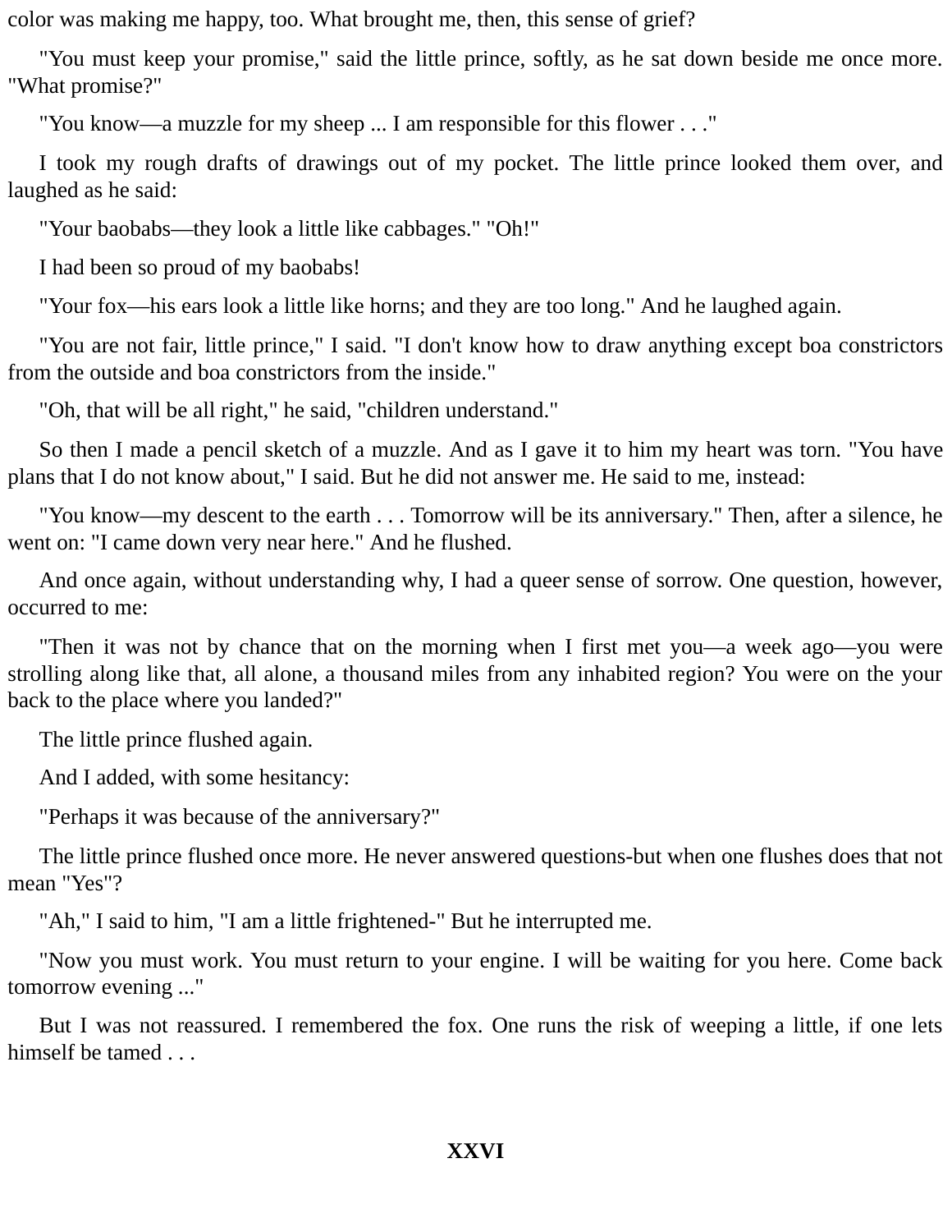color was making me happy, too. What brought me, then, this sense of grief?

"You must keep your promise," said the little prince, softly, as he sat down beside me once more. "What promise?"

"You know—a muzzle for my sheep ... I am responsible for this flower . . ."

I took my rough drafts of drawings out of my pocket. The little prince looked them over, and laughed as he said:

"Your baobabs—they look a little like cabbages." "Oh!"

I had been so proud of my baobabs!

"Your fox—his ears look a little like horns; and they are too long." And he laughed again.

"You are not fair, little prince," I said. "I don't know how to draw anything except boa constrictors from the outside and boa constrictors from the inside."

"Oh, that will be all right," he said, "children understand."

So then I made a pencil sketch of a muzzle. And as I gave it to him my heart was torn. "You have plans that I do not know about," I said. But he did not answer me. He said to me, instead:

"You know—my descent to the earth . . . Tomorrow will be its anniversary." Then, after a silence, he went on: "I came down very near here." And he flushed.

And once again, without understanding why, I had a queer sense of sorrow. One question, however, occurred to me:

"Then it was not by chance that on the morning when I first met you—a week ago—you were strolling along like that, all alone, a thousand miles from any inhabited region? You were on the your back to the place where you landed?"

The little prince flushed again.

And I added, with some hesitancy:

"Perhaps it was because of the anniversary?"

The little prince flushed once more. He never answered questions-but when one flushes does that not mean "Yes"?

"Ah," I said to him, "I am a little frightened-" But he interrupted me.

"Now you must work. You must return to your engine. I will be waiting for you here. Come back tomorrow evening ..."

But I was not reassured. I remembered the fox. One runs the risk of weeping a little, if one lets himself be tamed . . .

## XXVI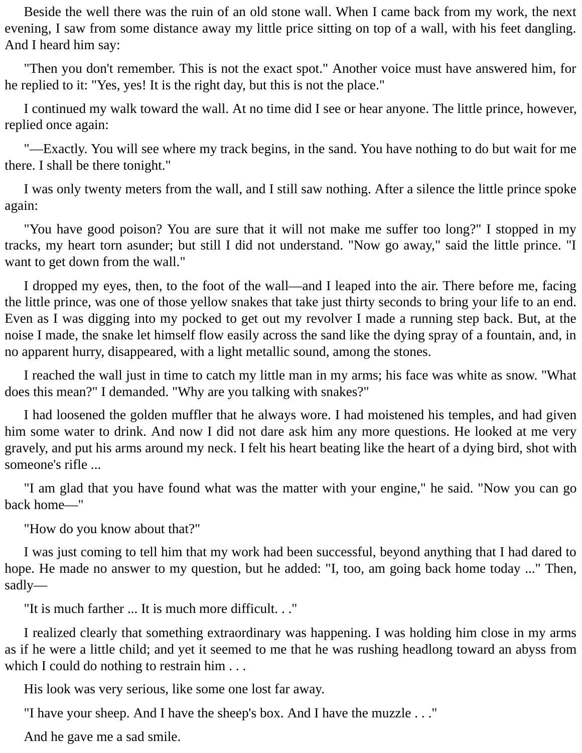Beside the well there was the ruin of an old stone wall. When I came back from my work, the next evening, I saw from some distance away my little price sitting on top of a wall, with his feet dangling. And I heard him say:

"Then you don't remember. This is not the exact spot." Another voice must have answered him, for he replied to it: "Yes, yes! It is the right day, but this is not the place."

I continued my walk toward the wall. At no time did I see or hear anyone. The little prince, however, replied once again:

"—Exactly. You will see where my track begins, in the sand. You have nothing to do but wait for me there. I shall be there tonight."

I was only twenty meters from the wall, and I still saw nothing. After a silence the little prince spoke again:

"You have good poison? You are sure that it will not make me suffer too long?" I stopped in my tracks, my heart torn asunder; but still I did not understand. "Now go away," said the little prince. "I want to get down from the wall."

I dropped my eyes, then, to the foot of the wall—and I leaped into the air. There before me, facing the little prince, was one of those yellow snakes that take just thirty seconds to bring your life to an end. Even as I was digging into my pocked to get out my revolver I made a running step back. But, at the noise I made, the snake let himself flow easily across the sand like the dying spray of a fountain, and, in no apparent hurry, disappeared, with a light metallic sound, among the stones.

I reached the wall just in time to catch my little man in my arms; his face was white as snow. "What does this mean?" I demanded. "Why are you talking with snakes?"

I had loosened the golden muffler that he always wore. I had moistened his temples, and had given him some water to drink. And now I did not dare ask him any more questions. He looked at me very gravely, and put his arms around my neck. I felt his heart beating like the heart of a dying bird, shot with someone's rifle ...

"I am glad that you have found what was the matter with your engine," he said. "Now you can go back home—"

"How do you know about that?"

I was just coming to tell him that my work had been successful, beyond anything that I had dared to hope. He made no answer to my question, but he added: "I, too, am going back home today ..." Then, sadly—

"It is much farther ... It is much more difficult. . ."

I realized clearly that something extraordinary was happening. I was holding him close in my arms as if he were a little child; and yet it seemed to me that he was rushing headlong toward an abyss from which I could do nothing to restrain him . . .

His look was very serious, like some one lost far away.

"I have your sheep. And I have the sheep's box. And I have the muzzle . . ."

And he gave me a sad smile.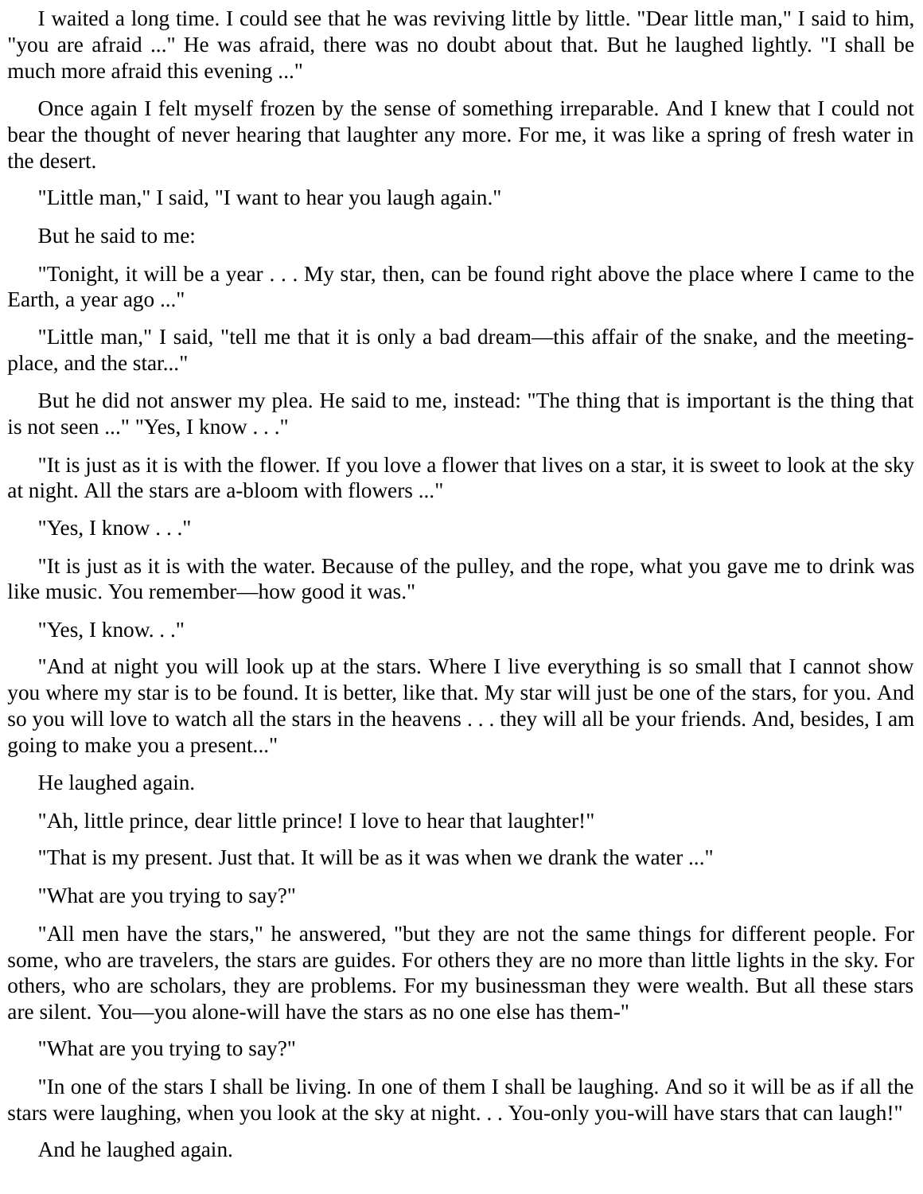I waited a long time. I could see that he was reviving little by little. "Dear little man," I said to him, "you are afraid ..." He was afraid, there was no doubt about that. But he laughed lightly. "I shall be much more afraid this evening ..."

Once again I felt myself frozen by the sense of something irreparable. And I knew that I could not bear the thought of never hearing that laughter any more. For me, it was like a spring of fresh water in the desert.

"Little man," I said, "I want to hear you laugh again."

But he said to me:

"Tonight, it will be a year . . . My star, then, can be found right above the place where I came to the Earth, a year ago ..."

"Little man," I said, "tell me that it is only a bad dream—this affair of the snake, and the meeting-place, and the star..."

But he did not answer my plea. He said to me, instead: "The thing that is important is the thing that is not seen ..." "Yes, I know . . ."

"It is just as it is with the flower. If you love a flower that lives on a star, it is sweet to look at the sky at night. All the stars are a-bloom with flowers ..."

"Yes, I know . . ."

"It is just as it is with the water. Because of the pulley, and the rope, what you gave me to drink was like music. You remember—how good it was."

"Yes, I know. . ."

"And at night you will look up at the stars. Where I live everything is so small that I cannot show you where my star is to be found. It is better, like that. My star will just be one of the stars, for you. And so you will love to watch all the stars in the heavens . . . they will all be your friends. And, besides, I am going to make you a present..."

He laughed again.

"Ah, little prince, dear little prince! I love to hear that laughter!"

"That is my present. Just that. It will be as it was when we drank the water ..."

"What are you trying to say?"

"All men have the stars," he answered, "but they are not the same things for different people. For some, who are travelers, the stars are guides. For others they are no more than little lights in the sky. For others, who are scholars, they are problems. For my businessman they were wealth. But all these stars are silent. You—you alone-will have the stars as no one else has them-"

"What are you trying to say?"

"In one of the stars I shall be living. In one of them I shall be laughing. And so it will be as if all the stars were laughing, when you look at the sky at night. . . You-only you-will have stars that can laugh!"

And he laughed again.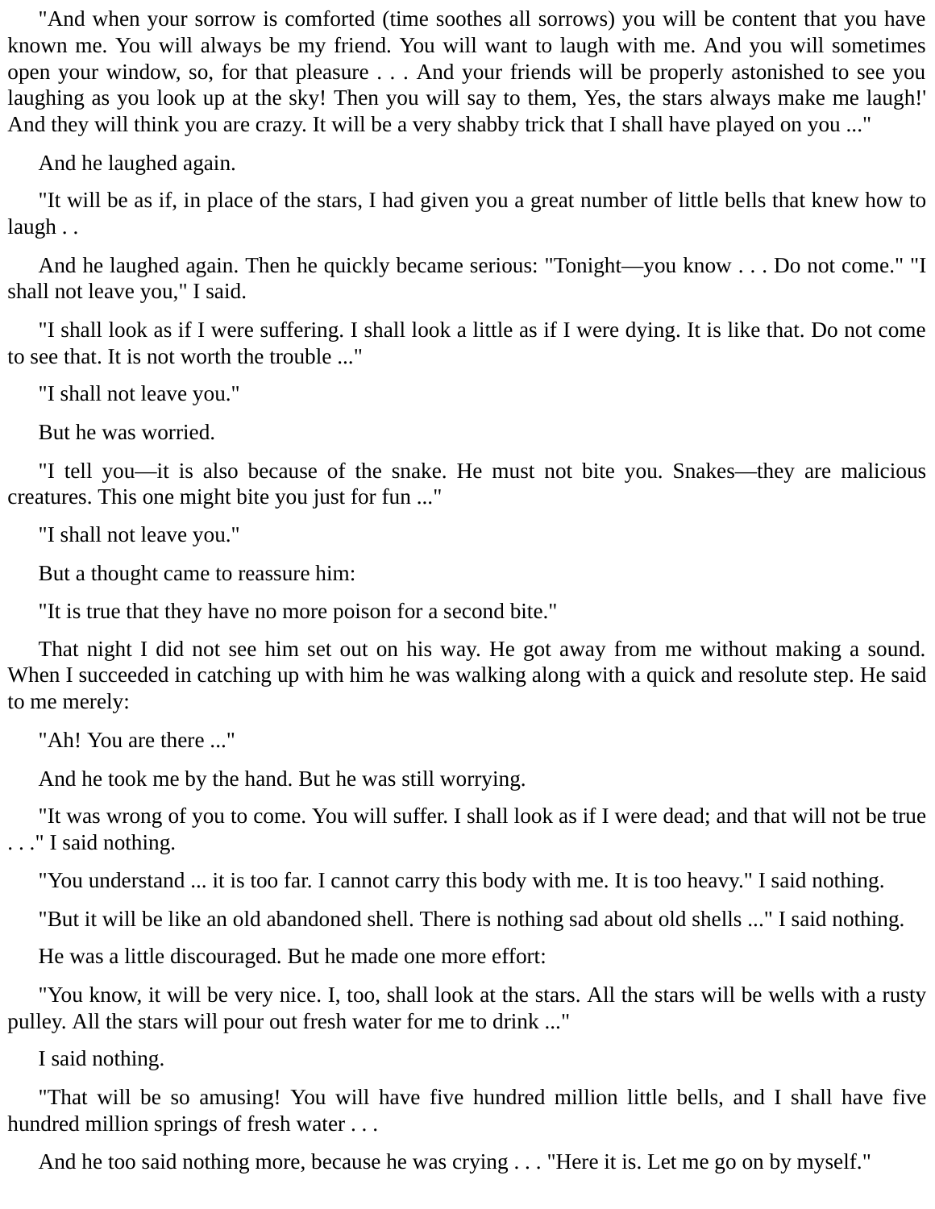"And when your sorrow is comforted (time soothes all sorrows) you will be content that you have known me. You will always be my friend. You will want to laugh with me. And you will sometimes open your window, so, for that pleasure . . . And your friends will be properly astonished to see you laughing as you look up at the sky! Then you will say to them, Yes, the stars always make me laugh!' And they will think you are crazy. It will be a very shabby trick that I shall have played on you ..."

And he laughed again.

"It will be as if, in place of the stars, I had given you a great number of little bells that knew how to laugh . .

And he laughed again. Then he quickly became serious: "Tonight—you know . . . Do not come." "I shall not leave you," I said.

"I shall look as if I were suffering. I shall look a little as if I were dying. It is like that. Do not come to see that. It is not worth the trouble ..."

"I shall not leave you."

But he was worried.

"I tell you—it is also because of the snake. He must not bite you. Snakes—they are malicious creatures. This one might bite you just for fun ..."

"I shall not leave you."

But a thought came to reassure him:

"It is true that they have no more poison for a second bite."

That night I did not see him set out on his way. He got away from me without making a sound. When I succeeded in catching up with him he was walking along with a quick and resolute step. He said to me merely:

"Ah! You are there ..."

And he took me by the hand. But he was still worrying.

"It was wrong of you to come. You will suffer. I shall look as if I were dead; and that will not be true . . ." I said nothing.

"You understand ... it is too far. I cannot carry this body with me. It is too heavy." I said nothing.

"But it will be like an old abandoned shell. There is nothing sad about old shells ..." I said nothing.

He was a little discouraged. But he made one more effort:

"You know, it will be very nice. I, too, shall look at the stars. All the stars will be wells with a rusty pulley. All the stars will pour out fresh water for me to drink ..."

I said nothing.

"That will be so amusing! You will have five hundred million little bells, and I shall have five hundred million springs of fresh water . . .

And he too said nothing more, because he was crying . . . "Here it is. Let me go on by myself."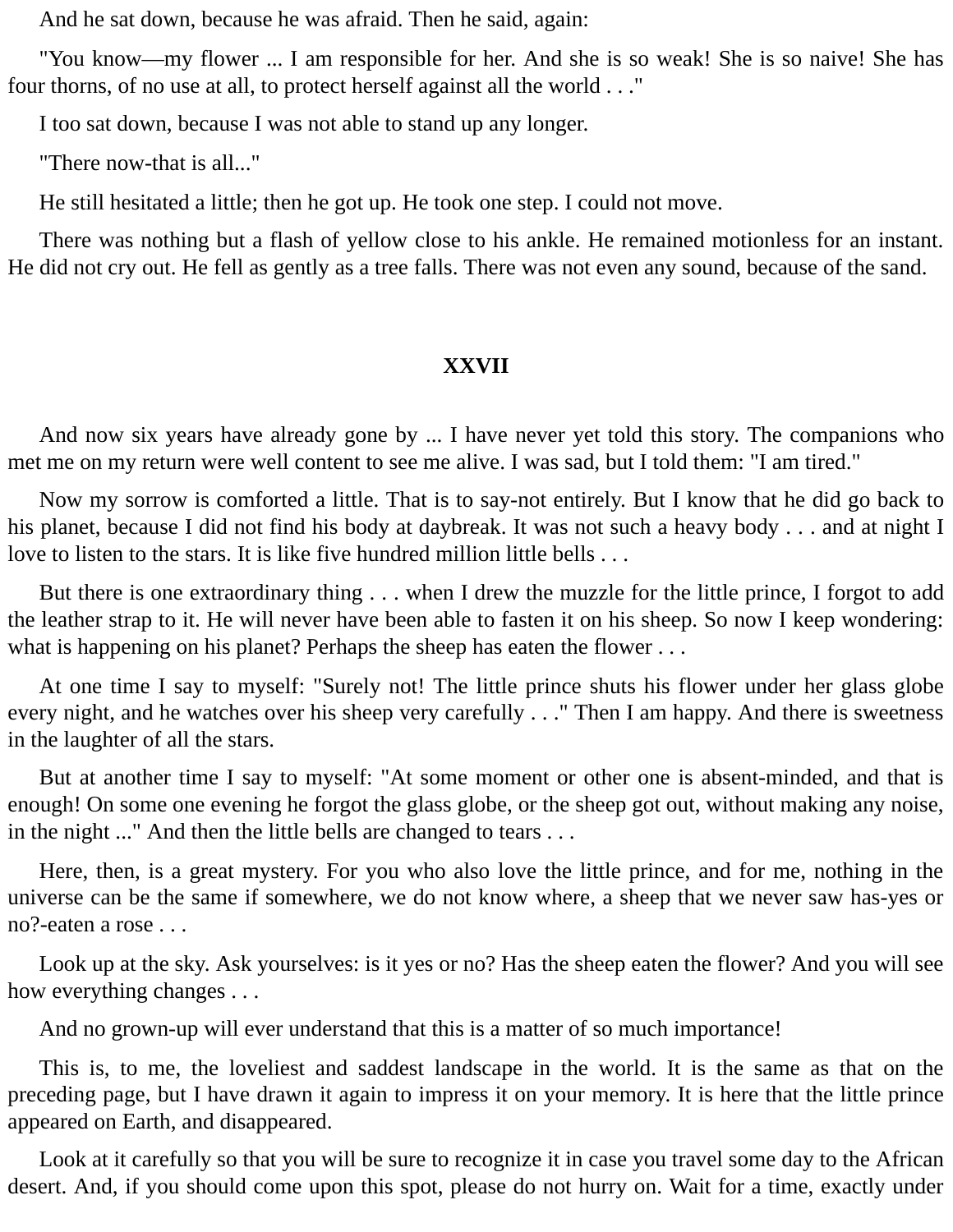And he sat down, because he was afraid. Then he said, again:

"You know—my flower ... I am responsible for her. And she is so weak! She is so naive! She has four thorns, of no use at all, to protect herself against all the world . . ."

I too sat down, because I was not able to stand up any longer.

"There now-that is all..."

He still hesitated a little; then he got up. He took one step. I could not move.

There was nothing but a flash of yellow close to his ankle. He remained motionless for an instant. He did not cry out. He fell as gently as a tree falls. There was not even any sound, because of the sand.

## XXVII

And now six years have already gone by ... I have never yet told this story. The companions who met me on my return were well content to see me alive. I was sad, but I told them: "I am tired."

Now my sorrow is comforted a little. That is to say-not entirely. But I know that he did go back to his planet, because I did not find his body at daybreak. It was not such a heavy body . . . and at night I love to listen to the stars. It is like five hundred million little bells . . .

But there is one extraordinary thing . . . when I drew the muzzle for the little prince, I forgot to add the leather strap to it. He will never have been able to fasten it on his sheep. So now I keep wondering: what is happening on his planet? Perhaps the sheep has eaten the flower . . .

At one time I say to myself: "Surely not! The little prince shuts his flower under her glass globe every night, and he watches over his sheep very carefully . . ." Then I am happy. And there is sweetness in the laughter of all the stars.

But at another time I say to myself: "At some moment or other one is absent-minded, and that is enough! On some one evening he forgot the glass globe, or the sheep got out, without making any noise, in the night ..." And then the little bells are changed to tears . . .

Here, then, is a great mystery. For you who also love the little prince, and for me, nothing in the universe can be the same if somewhere, we do not know where, a sheep that we never saw has-yes or no?-eaten a rose . . .

Look up at the sky. Ask yourselves: is it yes or no? Has the sheep eaten the flower? And you will see how everything changes . . .

And no grown-up will ever understand that this is a matter of so much importance!

This is, to me, the loveliest and saddest landscape in the world. It is the same as that on the preceding page, but I have drawn it again to impress it on your memory. It is here that the little prince appeared on Earth, and disappeared.

Look at it carefully so that you will be sure to recognize it in case you travel some day to the African desert. And, if you should come upon this spot, please do not hurry on. Wait for a time, exactly under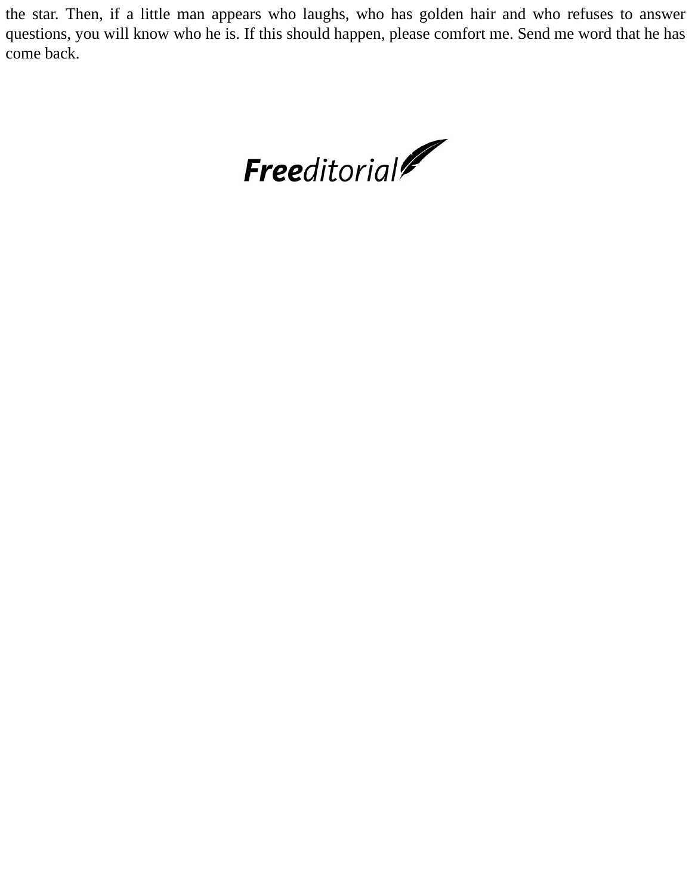the star. Then, if a little man appears who laughs, who has golden hair and who refuses to answer questions, you will know who he is. If this should happen, please comfort me. Send me word that he has come back.